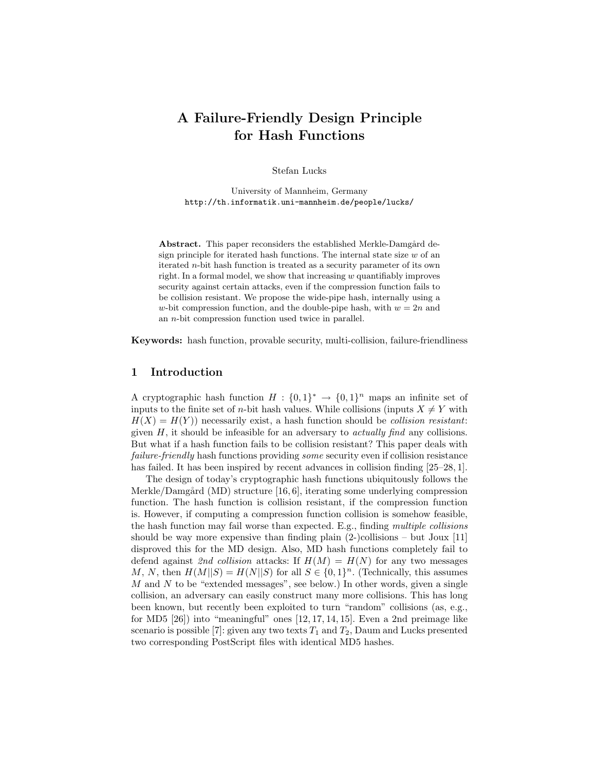# A Failure-Friendly Design Principle for Hash Functions

Stefan Lucks

University of Mannheim, Germany
http://th.informatik.uni-mannheim.de/people/lucks/

**Abstract.** This paper reconsiders the established Merkle-Damgård design principle for iterated hash functions. The internal state size $w$ of an iterated $n$-bit hash function is treated as a security parameter of its own right. In a formal model, we show that increasing $w$ quantifiably improves security against certain attacks, even if the compression function fails to be collision resistant. We propose the wide-pipe hash, internally using a $w$-bit compression function, and the double-pipe hash, with $w = 2n$ and an $n$-bit compression function used twice in parallel.

**Keywords:** hash function, provable security, multi-collision, failure-friendliness

## 1 Introduction

A cryptographic hash function $H : \{0,1\}^* \rightarrow \{0,1\}^n$ maps an infinite set of inputs to the finite set of $n$-bit hash values. While collisions (inputs $X \neq Y$ with $H(X) = H(Y)$) necessarily exist, a hash function should be *collision resistant*: given $H$, it should be infeasible for an adversary to *actually find* any collisions. But what if a hash function fails to be collision resistant? This paper deals with *failure-friendly* hash functions providing *some* security even if collision resistance has failed. It has been inspired by recent advances in collision finding [25–28, 1].

The design of today's cryptographic hash functions ubiquitously follows the Merkle/Damgård (MD) structure [16, 6], iterating some underlying compression function. The hash function is collision resistant, if the compression function is. However, if computing a compression function collision is somehow feasible, the hash function may fail worse than expected. E.g., finding *multiple collisions* should be way more expensive than finding plain (2-)collisions – but Joux [11] disproved this for the MD design. Also, MD hash functions completely fail to defend against *2nd collision* attacks: If $H(M) = H(N)$ for any two messages $M$, $N$, then $H(M||S) = H(N||S)$ for all $S \in \{0,1\}^n$. (Technically, this assumes $M$ and $N$ to be "extended messages", see below.) In other words, given a single collision, an adversary can easily construct many more collisions. This has long been known, but recently been exploited to turn "random" collisions (as, e.g., for MD5 [26]) into "meaningful" ones [12, 17, 14, 15]. Even a 2nd preimage like scenario is possible [7]: given any two texts $T_1$ and $T_2$, Daum and Lucks presented two corresponding PostScript files with identical MD5 hashes.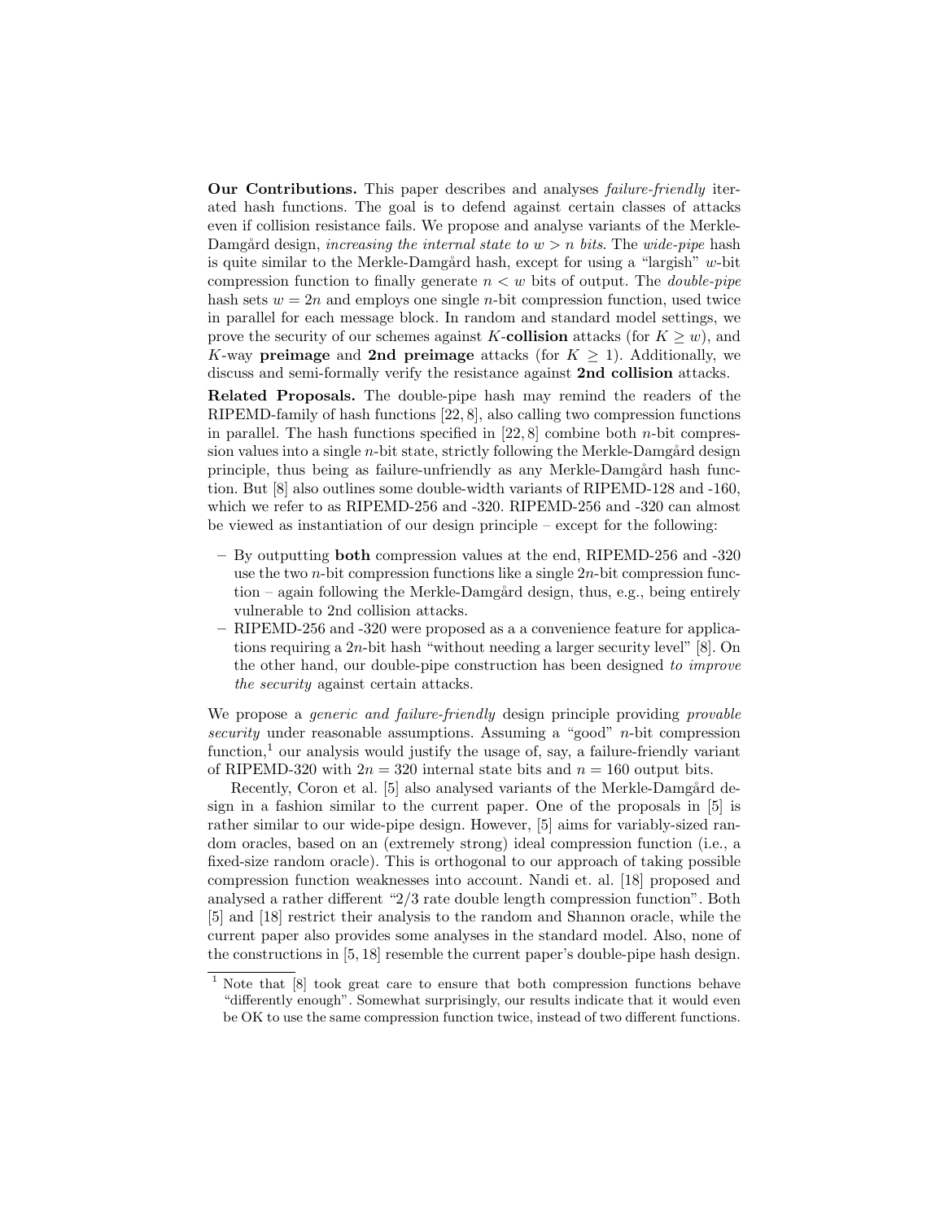**Our Contributions.** This paper describes and analyses *failure-friendly* iterated hash functions. The goal is to defend against certain classes of attacks even if collision resistance fails. We propose and analyse variants of the Merkle-Damgård design, *increasing the internal state to $w > n$ bits.* The *wide-pipe* hash is quite similar to the Merkle-Damgård hash, except for using a "largish" $w$-bit compression function to finally generate $n < w$ bits of output. The *double-pipe* hash sets $w = 2n$ and employs one single $n$-bit compression function, used twice in parallel for each message block. In random and standard model settings, we prove the security of our schemes against $K$-**collision** attacks (for $K \geq w$), and $K$-way **preimage** and **2nd preimage** attacks (for $K \geq 1$). Additionally, we discuss and semi-formally verify the resistance against **2nd collision** attacks.

**Related Proposals.** The double-pipe hash may remind the readers of the RIPEMD-family of hash functions [22, 8], also calling two compression functions in parallel. The hash functions specified in [22, 8] combine both $n$-bit compression values into a single $n$-bit state, strictly following the Merkle-Damgård design principle, thus being as failure-unfriendly as any Merkle-Damgård hash function. But [8] also outlines some double-width variants of RIPEMD-128 and -160, which we refer to as RIPEMD-256 and -320. RIPEMD-256 and -320 can almost be viewed as instantiation of our design principle – except for the following:

- By outputting **both** compression values at the end, RIPEMD-256 and -320 use the two $n$-bit compression functions like a single $2n$-bit compression function – again following the Merkle-Damgård design, thus, e.g., being entirely vulnerable to 2nd collision attacks.
- RIPEMD-256 and -320 were proposed as a a convenience feature for applications requiring a $2n$-bit hash "without needing a larger security level" [8]. On the other hand, our double-pipe construction has been designed *to improve the security* against certain attacks.

We propose a *generic and failure-friendly* design principle providing *provable security* under reasonable assumptions. Assuming a "good" $n$-bit compression function,[1] our analysis would justify the usage of, say, a failure-friendly variant of RIPEMD-320 with $2n = 320$ internal state bits and $n = 160$ output bits.

Recently, Coron et al. [5] also analysed variants of the Merkle-Damgård design in a fashion similar to the current paper. One of the proposals in [5] is rather similar to our wide-pipe design. However, [5] aims for variably-sized random oracles, based on an (extremely strong) ideal compression function (i.e., a fixed-size random oracle). This is orthogonal to our approach of taking possible compression function weaknesses into account. Nandi et. al. [18] proposed and analysed a rather different "2/3 rate double length compression function". Both [5] and [18] restrict their analysis to the random and Shannon oracle, while the current paper also provides some analyses in the standard model. Also, none of the constructions in [5, 18] resemble the current paper's double-pipe hash design.

[1] Note that [8] took great care to ensure that both compression functions behave "differently enough". Somewhat surprisingly, our results indicate that it would even be OK to use the same compression function twice, instead of two different functions.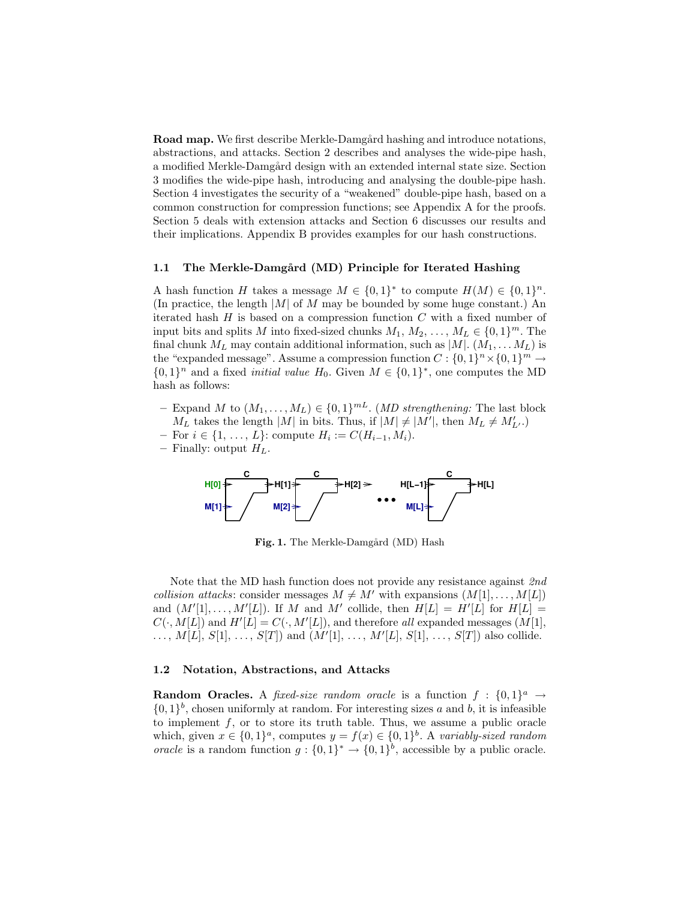**Road map.** We first describe Merkle-Damgård hashing and introduce notations, abstractions, and attacks. Section 2 describes and analyses the wide-pipe hash, a modified Merkle-Damgård design with an extended internal state size. Section 3 modifies the wide-pipe hash, introducing and analysing the double-pipe hash. Section 4 investigates the security of a "weakened" double-pipe hash, based on a common construction for compression functions; see Appendix A for the proofs. Section 5 deals with extension attacks and Section 6 discusses our results and their implications. Appendix B provides examples for our hash constructions.

### 1.1 The Merkle-Damgård (MD) Principle for Iterated Hashing

A hash function $H$ takes a message $M \in \{0,1\}^*$ to compute $H(M) \in \{0,1\}^n$. (In practice, the length $|M|$ of $M$ may be bounded by some huge constant.) An iterated hash $H$ is based on a compression function $C$ with a fixed number of input bits and splits $M$ into fixed-sized chunks $M_1, M_2, \ldots, M_L \in \{0,1\}^m$. The final chunk $M_L$ may contain additional information, such as $|M|$. $(M_1, \ldots M_L)$ is the "expanded message". Assume a compression function $C : \{0,1\}^n \times \{0,1\}^m \rightarrow \{0,1\}^n$ and a fixed *initial value* $H_0$. Given $M \in \{0,1\}^*$, one computes the MD hash as follows:

- Expand $M$ to $(M_1, \ldots, M_L) \in \{0,1\}^{mL}$. (*MD strengthening:* The last block $M_L$ takes the length $|M|$ in bits. Thus, if $|M| \neq |M'|$, then $M_L \neq M'_{L'}$.)
- For $i \in \{1, \ldots, L\}$: compute $H_i := C(H_{i-1}, M_i)$.
- Finally: output $H_L$.

**Fig. 1.** The Merkle-Damgård (MD) Hash

Note that the MD hash function does not provide any resistance against *2nd collision attacks*: consider messages $M \neq M'$ with expansions $(M[1], \ldots, M[L])$ and $(M'[1], \ldots, M'[L])$. If $M$ and $M'$ collide, then $H[L] = H'[L]$ for $H[L] = C(\cdot, M[L])$ and $H'[L] = C(\cdot, M'[L])$, and therefore *all* expanded messages $(M[1], \ldots, M[L], S[1], \ldots, S[T])$ and $(M'[1], \ldots, M'[L], S[1], \ldots, S[T])$ also collide.

### 1.2 Notation, Abstractions, and Attacks

**Random Oracles.** A *fixed-size random oracle* is a function $f : \{0,1\}^a \rightarrow \{0,1\}^b$, chosen uniformly at random. For interesting sizes $a$ and $b$, it is infeasible to implement $f$, or to store its truth table. Thus, we assume a public oracle which, given $x \in \{0,1\}^a$, computes $y = f(x) \in \{0,1\}^b$. A *variably-sized random oracle* is a random function $g : \{0,1\}^* \rightarrow \{0,1\}^b$, accessible by a public oracle.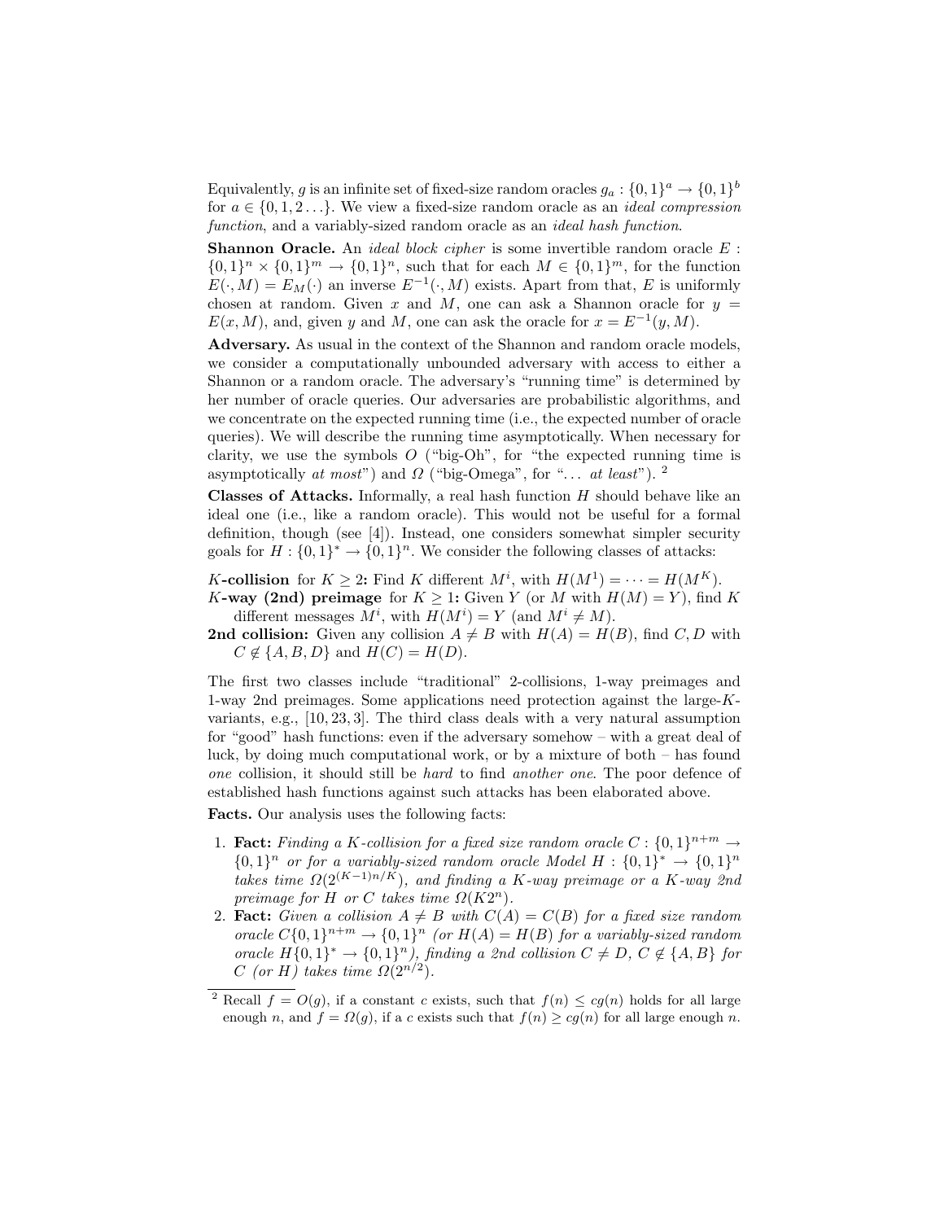Equivalently, $g$ is an infinite set of fixed-size random oracles $g_a : \{0,1\}^a \to \{0,1\}^b$ for $a \in \{0, 1, 2 \ldots\}$. We view a fixed-size random oracle as an *ideal compression function*, and a variably-sized random oracle as an *ideal hash function*.

**Shannon Oracle.** An *ideal block cipher* is some invertible random oracle $E : \{0,1\}^n \times \{0,1\}^m \to \{0,1\}^n$, such that for each $M \in \{0,1\}^m$, for the function $E(\cdot, M) = E_M(\cdot)$ an inverse $E^{-1}(\cdot, M)$ exists. Apart from that, $E$ is uniformly chosen at random. Given $x$ and $M$, one can ask a Shannon oracle for $y = E(x, M)$, and, given $y$ and $M$, one can ask the oracle for $x = E^{-1}(y, M)$.

**Adversary.** As usual in the context of the Shannon and random oracle models, we consider a computationally unbounded adversary with access to either a Shannon or a random oracle. The adversary's "running time" is determined by her number of oracle queries. Our adversaries are probabilistic algorithms, and we concentrate on the expected running time (i.e., the expected number of oracle queries). We will describe the running time asymptotically. When necessary for clarity, we use the symbols $O$ ("big-Oh", for "the expected running time is asymptotically *at most*") and $\Omega$ ("big-Omega", for "... *at least*"). [2]

**Classes of Attacks.** Informally, a real hash function $H$ should behave like an ideal one (i.e., like a random oracle). This would not be useful for a formal definition, though (see [4]). Instead, one considers somewhat simpler security goals for $H : \{0,1\}^* \to \{0,1\}^n$. We consider the following classes of attacks:

**$K$-collision** for $K \geq 2$**:** Find $K$ different $M^i$, with $H(M^1) = \cdots = H(M^K)$.

**$K$-way (2nd) preimage** for $K \geq 1$**:** Given $Y$ (or $M$ with $H(M) = Y$), find $K$ different messages $M^i$, with $H(M^i) = Y$ (and $M^i \neq M$).

**2nd collision:** Given any collision $A \neq B$ with $H(A) = H(B)$, find $C, D$ with $C \notin \{A, B, D\}$ and $H(C) = H(D)$.

The first two classes include "traditional" 2-collisions, 1-way preimages and 1-way 2nd preimages. Some applications need protection against the large-$K$-variants, e.g., [10, 23, 3]. The third class deals with a very natural assumption for "good" hash functions: even if the adversary somehow – with a great deal of luck, by doing much computational work, or by a mixture of both – has found *one* collision, it should still be *hard* to find *another one*. The poor defence of established hash functions against such attacks has been elaborated above.

**Facts.** Our analysis uses the following facts:

1. **Fact:** *Finding a $K$-collision for a fixed size random oracle $C : \{0,1\}^{n+m} \to \{0,1\}^n$ or for a variably-sized random oracle Model $H : \{0,1\}^* \to \{0,1\}^n$ takes time $\Omega(2^{(K-1)n/K})$, and finding a $K$-way preimage or a $K$-way 2nd preimage for $H$ or $C$ takes time $\Omega(K2^n)$.*
2. **Fact:** *Given a collision $A \neq B$ with $C(A) = C(B)$ for a fixed size random oracle $C\{0,1\}^{n+m} \to \{0,1\}^n$ (or $H(A) = H(B)$ for a variably-sized random oracle $H\{0,1\}^* \to \{0,1\}^n$), finding a 2nd collision $C \neq D$, $C \notin \{A, B\}$ for $C$ (or $H$) takes time $\Omega(2^{n/2})$.*

[2] Recall $f = O(g)$, if a constant $c$ exists, such that $f(n) \leq cg(n)$ holds for all large enough $n$, and $f = \Omega(g)$, if a $c$ exists such that $f(n) \geq cg(n)$ for all large enough $n$.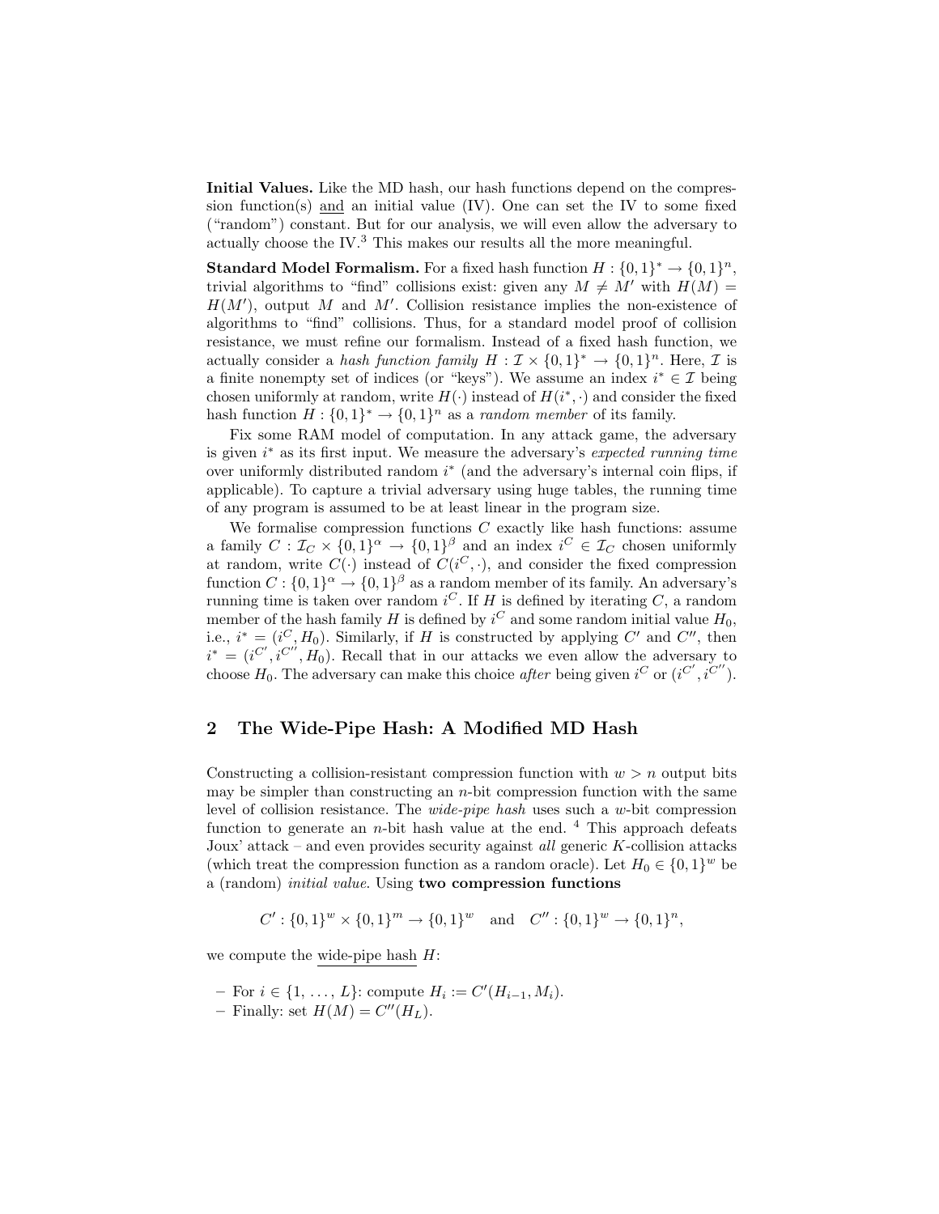**Initial Values.** Like the MD hash, our hash functions depend on the compression function(s) and an initial value (IV). One can set the IV to some fixed ("random") constant. But for our analysis, we will even allow the adversary to actually choose the IV.[3] This makes our results all the more meaningful.

**Standard Model Formalism.** For a fixed hash function $H : \{0,1\}^* \rightarrow \{0,1\}^n$, trivial algorithms to "find" collisions exist: given any $M \neq M'$ with $H(M) = H(M')$, output $M$ and $M'$. Collision resistance implies the non-existence of algorithms to "find" collisions. Thus, for a standard model proof of collision resistance, we must refine our formalism. Instead of a fixed hash function, we actually consider a *hash function family* $H : \mathcal{I} \times \{0,1\}^* \rightarrow \{0,1\}^n$. Here, $\mathcal{I}$ is a finite nonempty set of indices (or "keys"). We assume an index $i^* \in \mathcal{I}$ being chosen uniformly at random, write $H(\cdot)$ instead of $H(i^*, \cdot)$ and consider the fixed hash function $H : \{0,1\}^* \rightarrow \{0,1\}^n$ as a *random member* of its family.

Fix some RAM model of computation. In any attack game, the adversary is given $i^*$ as its first input. We measure the adversary's *expected running time* over uniformly distributed random $i^*$ (and the adversary's internal coin flips, if applicable). To capture a trivial adversary using huge tables, the running time of any program is assumed to be at least linear in the program size.

We formalise compression functions $C$ exactly like hash functions: assume a family $C : \mathcal{I}_C \times \{0,1\}^\alpha \rightarrow \{0,1\}^\beta$ and an index $i^C \in \mathcal{I}_C$ chosen uniformly at random, write $C(\cdot)$ instead of $C(i^C, \cdot)$, and consider the fixed compression function $C : \{0,1\}^\alpha \rightarrow \{0,1\}^\beta$ as a random member of its family. An adversary's running time is taken over random $i^C$. If $H$ is defined by iterating $C$, a random member of the hash family $H$ is defined by $i^C$ and some random initial value $H_0$, i.e., $i^* = (i^C, H_0)$. Similarly, if $H$ is constructed by applying $C'$ and $C''$, then $i^* = (i^{C'}, i^{C''}, H_0)$. Recall that in our attacks we even allow the adversary to choose $H_0$. The adversary can make this choice *after* being given $i^C$ or $(i^{C'}, i^{C''})$.

## 2 The Wide-Pipe Hash: A Modified MD Hash

Constructing a collision-resistant compression function with $w > n$ output bits may be simpler than constructing an $n$-bit compression function with the same level of collision resistance. The *wide-pipe hash* uses such a $w$-bit compression function to generate an $n$-bit hash value at the end. [4] This approach defeats Joux' attack – and even provides security against *all* generic $K$-collision attacks (which treat the compression function as a random oracle). Let $H_0 \in \{0,1\}^w$ be a (random) *initial value*. Using **two compression functions**

$$C' : \{0,1\}^w \times \{0,1\}^m \rightarrow \{0,1\}^w \quad \text{and} \quad C'' : \{0,1\}^w \rightarrow \{0,1\}^n,$$

we compute the wide-pipe hash $H$:

- For $i \in \{1, \ldots, L\}$: compute $H_i := C'(H_{i-1}, M_i)$.
- Finally: set $H(M) = C''(H_L)$.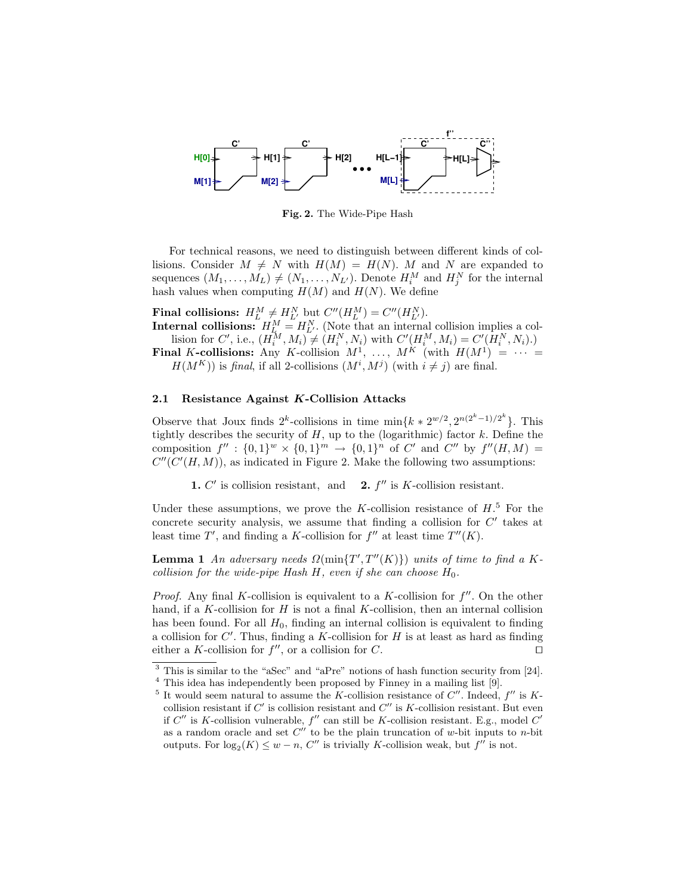**Fig. 2.** The Wide-Pipe Hash

For technical reasons, we need to distinguish between different kinds of collisions. Consider $M \neq N$ with $H(M) = H(N)$. $M$ and $N$ are expanded to sequences $(M_1, \ldots, M_L) \neq (N_1, \ldots, N_{L'})$. Denote $H_i^M$ and $H_j^N$ for the internal hash values when computing $H(M)$ and $H(N)$. We define

**Final collisions:** $H_L^M \neq H_{L'}^N$ but $C''(H_L^M) = C''(H_{L'}^N)$.

**Internal collisions:** $H_L^M = H_{L'}^N$. (Note that an internal collision implies a collision for $C'$, i.e., $(H_i^M, M_i) \neq (H_i^N, N_i)$ with $C'(H_i^M, M_i) = C'(H_i^N, N_i)$.)

**Final $K$-collisions:** Any $K$-collision $M^1, \ldots, M^K$ (with $H(M^1) = \cdots = H(M^K)$) is *final*, if all 2-collisions $(M^i, M^j)$ (with $i \neq j$) are final.

### 2.1 Resistance Against $K$-Collision Attacks

Observe that Joux finds $2^k$-collisions in time $\min\{k * 2^{w/2}, 2^{n(2^k-1)/2^k}\}$. This tightly describes the security of $H$, up to the (logarithmic) factor $k$. Define the composition $f'' : \{0,1\}^w \times \{0,1\}^m \to \{0,1\}^n$ of $C'$ and $C''$ by $f''(H, M) = C''(C'(H, M))$, as indicated in Figure 2. Make the following two assumptions:

**1.** $C'$ is collision resistant, and **2.** $f''$ is $K$-collision resistant.

Under these assumptions, we prove the $K$-collision resistance of $H$.[5] For the concrete security analysis, we assume that finding a collision for $C'$ takes at least time $T'$, and finding a $K$-collision for $f''$ at least time $T''(K)$.

**Lemma 1** *An adversary needs $\Omega(\min\{T', T''(K)\})$ units of time to find a $K$-collision for the wide-pipe Hash $H$, even if she can choose $H_0$.*

*Proof.* Any final $K$-collision is equivalent to a $K$-collision for $f''$. On the other hand, if a $K$-collision for $H$ is not a final $K$-collision, then an internal collision has been found. For all $H_0$, finding an internal collision is equivalent to finding a collision for $C'$. Thus, finding a $K$-collision for $H$ is at least as hard as finding either a $K$-collision for $f''$, or a collision for $C$. ⊓⊔

---

[3] This is similar to the "aSec" and "aPre" notions of hash function security from [24].

[4] This idea has independently been proposed by Finney in a mailing list [9].

[5] It would seem natural to assume the $K$-collision resistance of $C''$. Indeed, $f''$ is $K$-collision resistant if $C'$ is collision resistant and $C''$ is $K$-collision resistant. But even if $C''$ is $K$-collision vulnerable, $f''$ can still be $K$-collision resistant. E.g., model $C'$ as a random oracle and set $C''$ to be the plain truncation of $w$-bit inputs to $n$-bit outputs. For $\log_2(K) \leq w - n$, $C''$ is trivially $K$-collision weak, but $f''$ is not.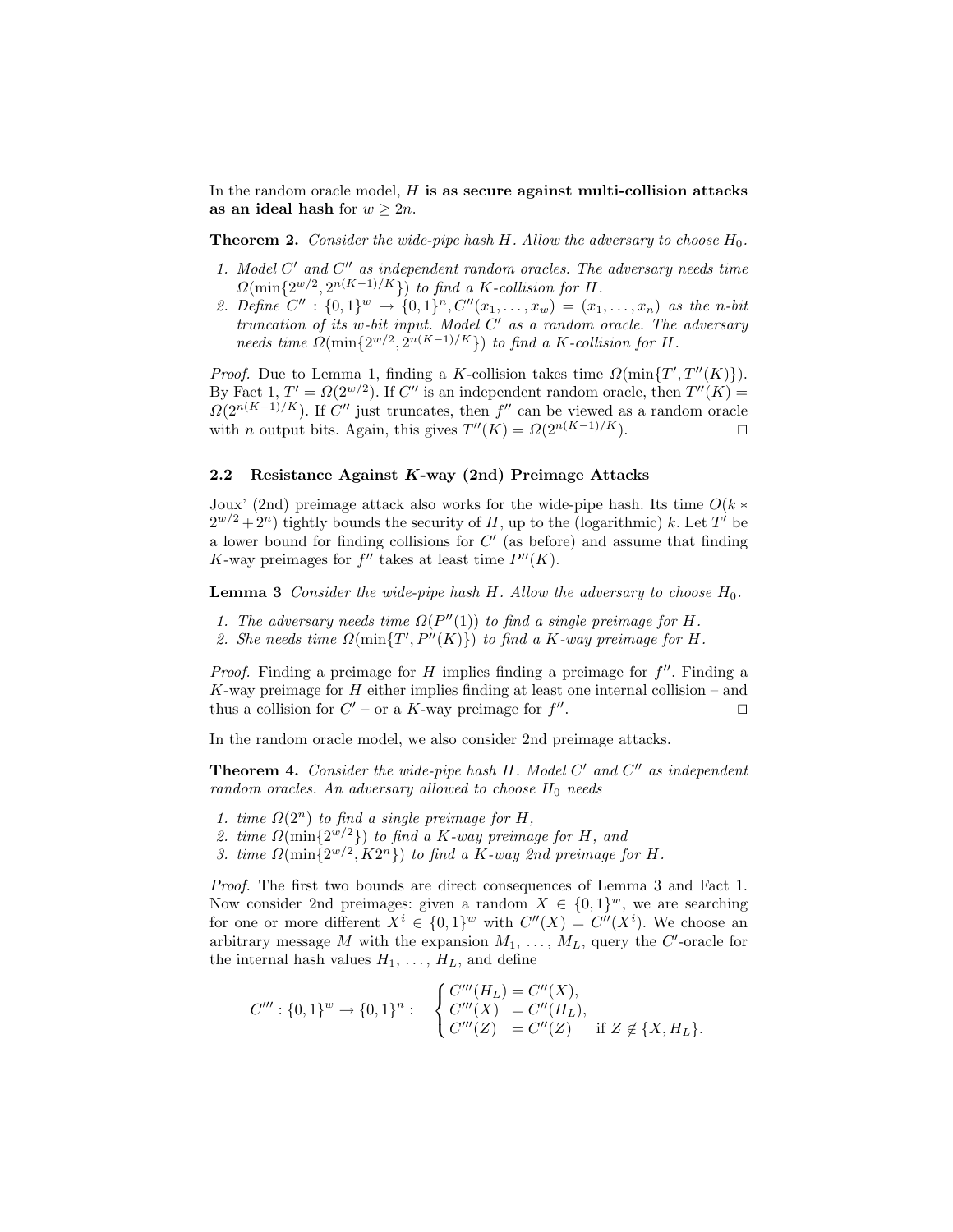In the random oracle model, $H$ **is as secure against multi-collision attacks as an ideal hash** for $w \geq 2n$.

**Theorem 2.** *Consider the wide-pipe hash $H$. Allow the adversary to choose $H_0$.*

1. *Model $C'$ and $C''$ as independent random oracles. The adversary needs time $\Omega(\min\{2^{w/2}, 2^{n(K-1)/K}\})$ to find a $K$-collision for $H$.*
2. *Define $C'' : \{0,1\}^w \to \{0,1\}^n, C''(x_1, \ldots, x_w) = (x_1, \ldots, x_n)$ as the $n$-bit truncation of its $w$-bit input. Model $C'$ as a random oracle. The adversary needs time $\Omega(\min\{2^{w/2}, 2^{n(K-1)/K}\})$ to find a $K$-collision for $H$.*

*Proof.* Due to Lemma 1, finding a $K$-collision takes time $\Omega(\min\{T', T''(K)\})$. By Fact 1, $T' = \Omega(2^{w/2})$. If $C''$ is an independent random oracle, then $T''(K) = \Omega(2^{n(K-1)/K})$. If $C''$ just truncates, then $f''$ can be viewed as a random oracle with $n$ output bits. Again, this gives $T''(K) = \Omega(2^{n(K-1)/K})$. □

### 2.2 Resistance Against $K$-way (2nd) Preimage Attacks

Joux' (2nd) preimage attack also works for the wide-pipe hash. Its time $O(k * 2^{w/2} + 2^n)$ tightly bounds the security of $H$, up to the (logarithmic) $k$. Let $T'$ be a lower bound for finding collisions for $C'$ (as before) and assume that finding $K$-way preimages for $f''$ takes at least time $P''(K)$.

**Lemma 3** *Consider the wide-pipe hash $H$. Allow the adversary to choose $H_0$.*

1. *The adversary needs time $\Omega(P''(1))$ to find a single preimage for $H$.*
2. *She needs time $\Omega(\min\{T', P''(K)\})$ to find a $K$-way preimage for $H$.*

*Proof.* Finding a preimage for $H$ implies finding a preimage for $f''$. Finding a $K$-way preimage for $H$ either implies finding at least one internal collision – and thus a collision for $C'$ – or a $K$-way preimage for $f''$. □

In the random oracle model, we also consider 2nd preimage attacks.

**Theorem 4.** *Consider the wide-pipe hash $H$. Model $C'$ and $C''$ as independent random oracles. An adversary allowed to choose $H_0$ needs*

1. *time $\Omega(2^n)$ to find a single preimage for $H$,*
2. *time $\Omega(\min\{2^{w/2}\})$ to find a $K$-way preimage for $H$, and*
3. *time $\Omega(\min\{2^{w/2}, K2^n\})$ to find a $K$-way 2nd preimage for $H$.*

*Proof.* The first two bounds are direct consequences of Lemma 3 and Fact 1. Now consider 2nd preimages: given a random $X \in \{0,1\}^w$, we are searching for one or more different $X^i \in \{0,1\}^w$ with $C''(X) = C''(X^i)$. We choose an arbitrary message $M$ with the expansion $M_1, \ldots, M_L$, query the $C'$-oracle for the internal hash values $H_1, \ldots, H_L$, and define

$$
C''' : \{0,1\}^w \to \{0,1\}^n : \quad \begin{cases} C'''(H_L) = C''(X), \\ C'''(X) \ \ = C''(H_L), \\ C'''(Z) \ \ = C''(Z) \quad \text{if } Z \notin \{X, H_L\}. \end{cases}
$$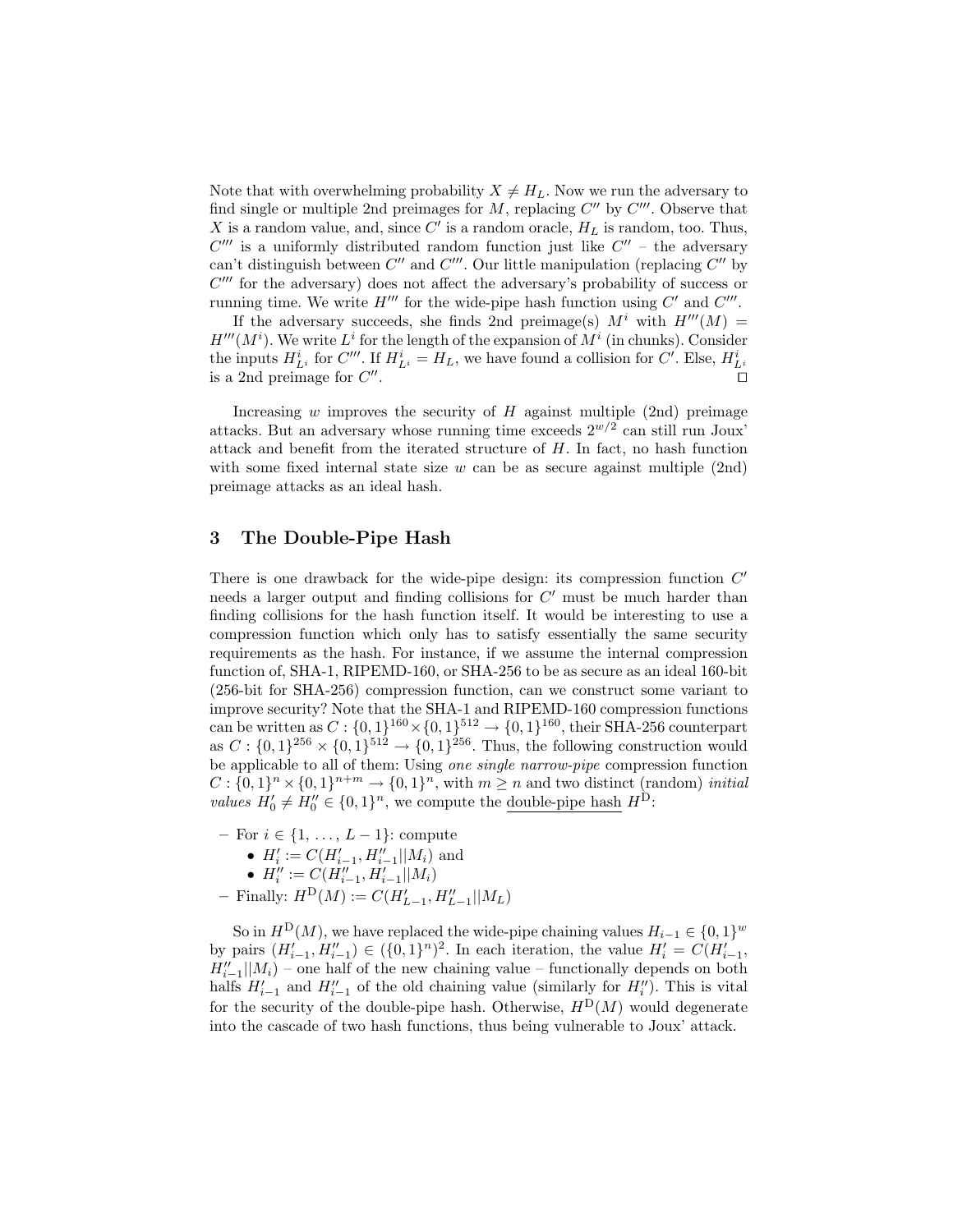Note that with overwhelming probability $X \neq H_L$. Now we run the adversary to find single or multiple 2nd preimages for $M$, replacing $C''$ by $C'''$. Observe that $X$ is a random value, and, since $C'$ is a random oracle, $H_L$ is random, too. Thus, $C'''$ is a uniformly distributed random function just like $C''$ – the adversary can't distinguish between $C''$ and $C'''$. Our little manipulation (replacing $C''$ by $C'''$ for the adversary) does not affect the adversary's probability of success or running time. We write $H'''$ for the wide-pipe hash function using $C'$ and $C'''$.

If the adversary succeeds, she finds 2nd preimage(s) $M^i$ with $H'''(M) = H'''(M^i)$. We write $L^i$ for the length of the expansion of $M^i$ (in chunks). Consider the inputs $H^i_{L^i}$ for $C'''$. If $H^i_{L^i} = H_L$, we have found a collision for $C'$. Else, $H^i_{L^i}$ is a 2nd preimage for $C''$. □

Increasing $w$ improves the security of $H$ against multiple (2nd) preimage attacks. But an adversary whose running time exceeds $2^{w/2}$ can still run Joux' attack and benefit from the iterated structure of $H$. In fact, no hash function with some fixed internal state size $w$ can be as secure against multiple (2nd) preimage attacks as an ideal hash.

## 3 The Double-Pipe Hash

There is one drawback for the wide-pipe design: its compression function $C'$ needs a larger output and finding collisions for $C'$ must be much harder than finding collisions for the hash function itself. It would be interesting to use a compression function which only has to satisfy essentially the same security requirements as the hash. For instance, if we assume the internal compression function of, SHA-1, RIPEMD-160, or SHA-256 to be as secure as an ideal 160-bit (256-bit for SHA-256) compression function, can we construct some variant to improve security? Note that the SHA-1 and RIPEMD-160 compression functions can be written as $C : \{0,1\}^{160} \times \{0,1\}^{512} \to \{0,1\}^{160}$, their SHA-256 counterpart as $C : \{0,1\}^{256} \times \{0,1\}^{512} \to \{0,1\}^{256}$. Thus, the following construction would be applicable to all of them: Using *one single narrow-pipe* compression function $C : \{0,1\}^n \times \{0,1\}^{n+m} \to \{0,1\}^n$, with $m \geq n$ and two distinct (random) *initial values* $H'_0 \neq H''_0 \in \{0,1\}^n$, we compute the double-pipe hash $H^{\mathrm{D}}$:

- For $i \in \{1, \ldots, L-1\}$: compute
  - $H'_i := C(H'_{i-1}, H''_{i-1}||M_i)$ and
  - $H''_i := C(H''_{i-1}, H'_{i-1}||M_i)$
- Finally: $H^{\mathrm{D}}(M) := C(H'_{L-1}, H''_{L-1}||M_L)$

So in $H^{\mathrm{D}}(M)$, we have replaced the wide-pipe chaining values $H_{i-1} \in \{0,1\}^w$ by pairs $(H'_{i-1}, H''_{i-1}) \in (\{0,1\}^n)^2$. In each iteration, the value $H'_i = C(H'_{i-1}, H''_{i-1}||M_i)$ – one half of the new chaining value – functionally depends on both halfs $H'_{i-1}$ and $H''_{i-1}$ of the old chaining value (similarly for $H''_i$). This is vital for the security of the double-pipe hash. Otherwise, $H^{\mathrm{D}}(M)$ would degenerate into the cascade of two hash functions, thus being vulnerable to Joux' attack.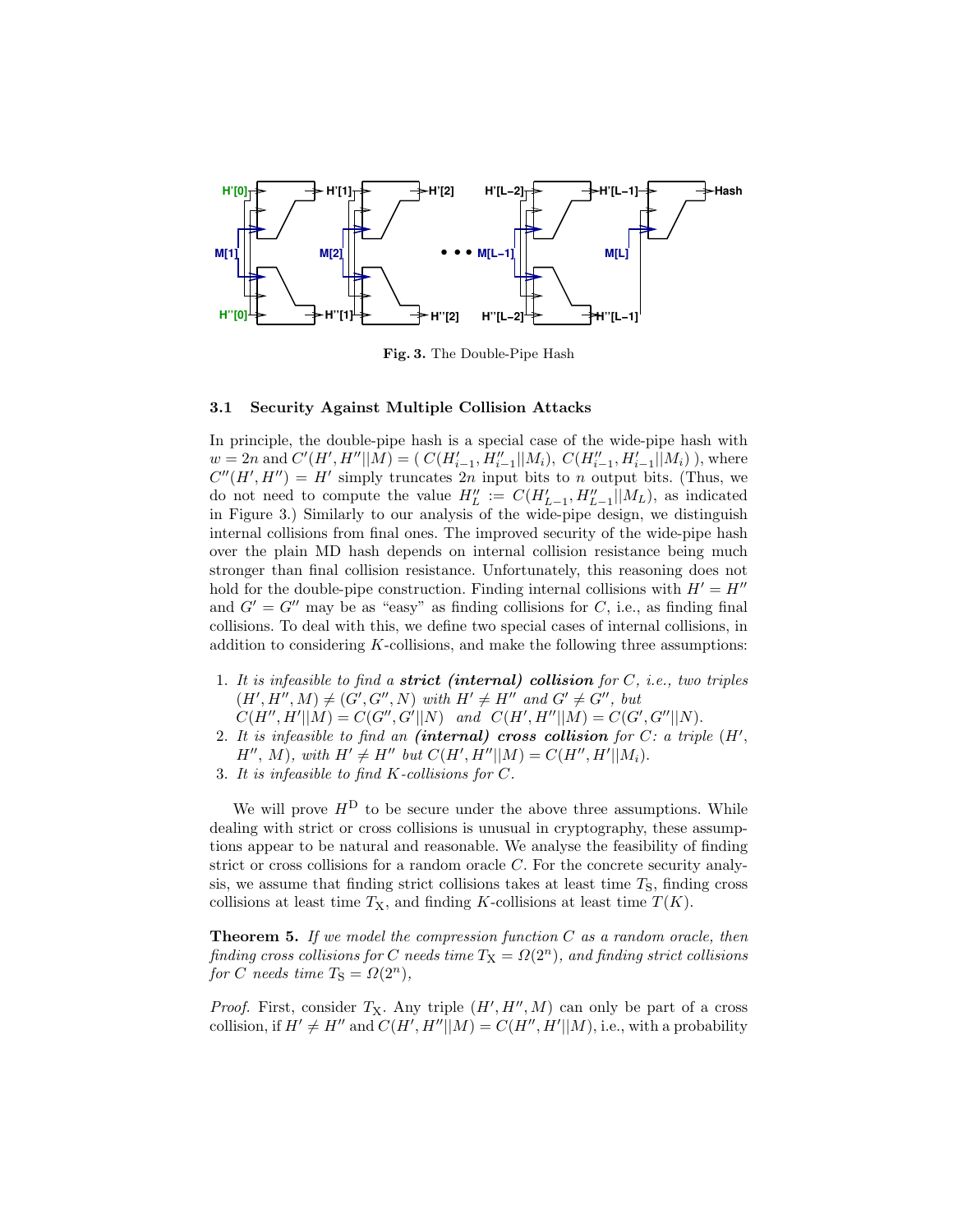Fig. 3. The Double-Pipe Hash

### 3.1 Security Against Multiple Collision Attacks

In principle, the double-pipe hash is a special case of the wide-pipe hash with $w = 2n$ and $C'(H', H''||M) = (\ C(H'_{i-1}, H''_{i-1}||M_i),\ C(H''_{i-1}, H'_{i-1}||M_i)\ )$, where $C''(H', H'') = H'$ simply truncates $2n$ input bits to $n$ output bits. (Thus, we do not need to compute the value $H''_L := C(H'_{L-1}, H''_{L-1}||M_L)$, as indicated in Figure 3.) Similarly to our analysis of the wide-pipe design, we distinguish internal collisions from final ones. The improved security of the wide-pipe hash over the plain MD hash depends on internal collision resistance being much stronger than final collision resistance. Unfortunately, this reasoning does not hold for the double-pipe construction. Finding internal collisions with $H' = H''$ and $G' = G''$ may be as "easy" as finding collisions for $C$, i.e., as finding final collisions. To deal with this, we define two special cases of internal collisions, in addition to considering $K$-collisions, and make the following three assumptions:

1. *It is infeasible to find a* ***strict (internal) collision*** *for $C$, i.e., two triples $(H', H'', M) \neq (G', G'', N)$ with $H' \neq H''$ and $G' \neq G''$, but $C(H'', H'||M) = C(G'', G'||N)$ and $C(H', H''||M) = C(G', G''||N)$.*
2. *It is infeasible to find an* ***(internal) cross collision*** *for $C$: a triple $(H', H'', M)$, with $H' \neq H''$ but $C(H', H''||M) = C(H'', H'||M_i)$.*
3. *It is infeasible to find $K$-collisions for $C$.*

We will prove $H^{\mathrm{D}}$ to be secure under the above three assumptions. While dealing with strict or cross collisions is unusual in cryptography, these assumptions appear to be natural and reasonable. We analyse the feasibility of finding strict or cross collisions for a random oracle $C$. For the concrete security analysis, we assume that finding strict collisions takes at least time $T_{\mathrm{S}}$, finding cross collisions at least time $T_{\mathrm{X}}$, and finding $K$-collisions at least time $T(K)$.

**Theorem 5.** *If we model the compression function $C$ as a random oracle, then finding cross collisions for $C$ needs time $T_{\mathrm{X}} = \Omega(2^n)$, and finding strict collisions for $C$ needs time $T_{\mathrm{S}} = \Omega(2^n)$,*

*Proof.* First, consider $T_{\mathrm{X}}$. Any triple $(H', H'', M)$ can only be part of a cross collision, if $H' \neq H''$ and $C(H', H''||M) = C(H'', H'||M)$, i.e., with a probability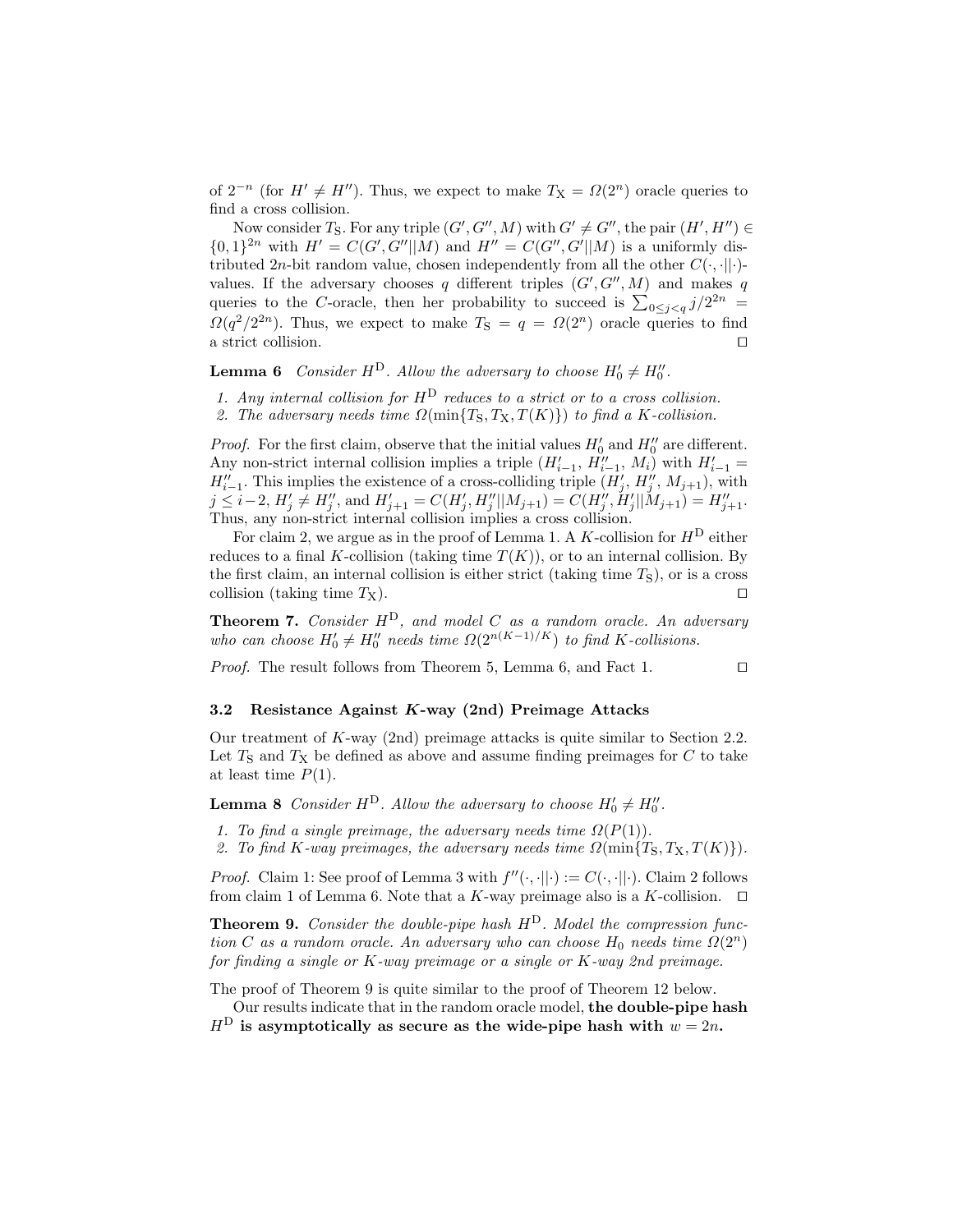of $2^{-n}$ (for $H' \neq H''$). Thus, we expect to make $T_{\mathrm{X}} = \Omega(2^n)$ oracle queries to find a cross collision.

Now consider $T_{\mathrm{S}}$. For any triple $(G', G'', M)$ with $G' \neq G''$, the pair $(H', H'') \in \{0,1\}^{2n}$ with $H' = C(G', G''||M)$ and $H'' = C(G'', G'||M)$ is a uniformly distributed $2n$-bit random value, chosen independently from all the other $C(\cdot, \cdot||\cdot)$-values. If the adversary chooses $q$ different triples $(G', G'', M)$ and makes $q$ queries to the $C$-oracle, then her probability to succeed is $\sum_{0 \leq j < q} j/2^{2n} = \Omega(q^2/2^{2n})$. Thus, we expect to make $T_{\mathrm{S}} = q = \Omega(2^n)$ oracle queries to find a strict collision. $\square$

**Lemma 6** *Consider $H^{\mathrm{D}}$. Allow the adversary to choose $H'_0 \neq H''_0$.*

1. *Any internal collision for $H^{\mathrm{D}}$ reduces to a strict or to a cross collision.*
2. *The adversary needs time $\Omega(\min\{T_{\mathrm{S}}, T_{\mathrm{X}}, T(K)\})$ to find a $K$-collision.*

*Proof.* For the first claim, observe that the initial values $H'_0$ and $H''_0$ are different. Any non-strict internal collision implies a triple $(H'_{i-1}, H''_{i-1}, M_i)$ with $H'_{i-1} = H''_{i-1}$. This implies the existence of a cross-colliding triple $(H'_j, H''_j, M_{j+1})$, with $j \leq i-2$, $H'_j \neq H''_j$, and $H'_{j+1} = C(H'_j, H''_j||M_{j+1}) = C(H''_j, H'_j||M_{j+1}) = H''_{j+1}$. Thus, any non-strict internal collision implies a cross collision.

For claim 2, we argue as in the proof of Lemma 1. A $K$-collision for $H^{\mathrm{D}}$ either reduces to a final $K$-collision (taking time $T(K)$), or to an internal collision. By the first claim, an internal collision is either strict (taking time $T_{\mathrm{S}}$), or is a cross collision (taking time $T_{\mathrm{X}}$). $\square$

**Theorem 7.** *Consider $H^{\mathrm{D}}$, and model $C$ as a random oracle. An adversary who can choose $H'_0 \neq H''_0$ needs time $\Omega(2^{n(K-1)/K})$ to find $K$-collisions.*

*Proof.* The result follows from Theorem 5, Lemma 6, and Fact 1. $\square$

### 3.2 Resistance Against $K$-way (2nd) Preimage Attacks

Our treatment of $K$-way (2nd) preimage attacks is quite similar to Section 2.2. Let $T_{\mathrm{S}}$ and $T_{\mathrm{X}}$ be defined as above and assume finding preimages for $C$ to take at least time $P(1)$.

**Lemma 8** *Consider $H^{\mathrm{D}}$. Allow the adversary to choose $H'_0 \neq H''_0$.*

1. *To find a single preimage, the adversary needs time $\Omega(P(1))$.*
2. *To find $K$-way preimages, the adversary needs time $\Omega(\min\{T_{\mathrm{S}}, T_{\mathrm{X}}, T(K)\})$.*

*Proof.* Claim 1: See proof of Lemma 3 with $f''(\cdot, \cdot||\cdot) := C(\cdot, \cdot||\cdot)$. Claim 2 follows from claim 1 of Lemma 6. Note that a $K$-way preimage also is a $K$-collision. $\square$

**Theorem 9.** *Consider the double-pipe hash $H^{\mathrm{D}}$. Model the compression function $C$ as a random oracle. An adversary who can choose $H_0$ needs time $\Omega(2^n)$ for finding a single or $K$-way preimage or a single or $K$-way 2nd preimage.*

The proof of Theorem 9 is quite similar to the proof of Theorem 12 below.

Our results indicate that in the random oracle model, **the double-pipe hash $H^{\mathrm{D}}$ is asymptotically as secure as the wide-pipe hash with $w = 2n$.**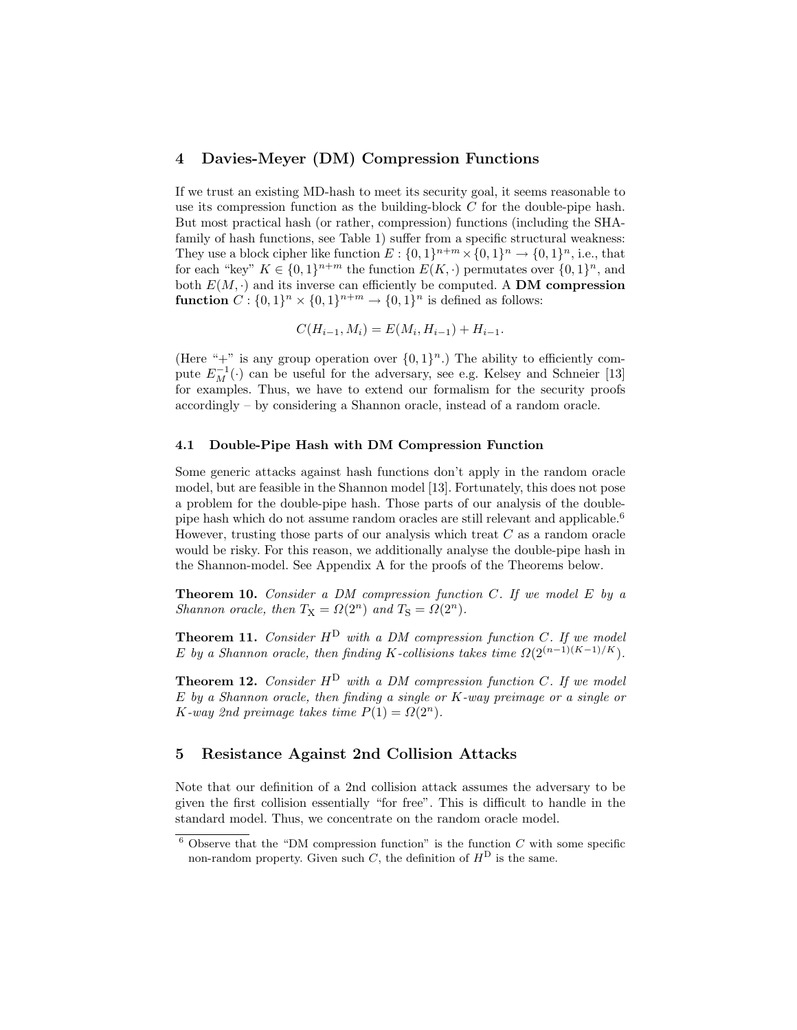## 4 Davies-Meyer (DM) Compression Functions

If we trust an existing MD-hash to meet its security goal, it seems reasonable to use its compression function as the building-block $C$ for the double-pipe hash. But most practical hash (or rather, compression) functions (including the SHA-family of hash functions, see Table 1) suffer from a specific structural weakness: They use a block cipher like function $E : \{0,1\}^{n+m} \times \{0,1\}^n \to \{0,1\}^n$, i.e., that for each "key" $K \in \{0,1\}^{n+m}$ the function $E(K, \cdot)$ permutates over $\{0,1\}^n$, and both $E(M, \cdot)$ and its inverse can efficiently be computed. A **DM compression function** $C : \{0,1\}^n \times \{0,1\}^{n+m} \to \{0,1\}^n$ is defined as follows:

$$C(H_{i-1}, M_i) = E(M_i, H_{i-1}) + H_{i-1}.$$

(Here "+" is any group operation over $\{0,1\}^n$.) The ability to efficiently compute $E_M^{-1}(\cdot)$ can be useful for the adversary, see e.g. Kelsey and Schneier [13] for examples. Thus, we have to extend our formalism for the security proofs accordingly – by considering a Shannon oracle, instead of a random oracle.

### 4.1 Double-Pipe Hash with DM Compression Function

Some generic attacks against hash functions don't apply in the random oracle model, but are feasible in the Shannon model [13]. Fortunately, this does not pose a problem for the double-pipe hash. Those parts of our analysis of the double-pipe hash which do not assume random oracles are still relevant and applicable.[6] However, trusting those parts of our analysis which treat $C$ as a random oracle would be risky. For this reason, we additionally analyse the double-pipe hash in the Shannon-model. See Appendix A for the proofs of the Theorems below.

**Theorem 10.** *Consider a DM compression function $C$. If we model $E$ by a Shannon oracle, then $T_X = \Omega(2^n)$ and $T_S = \Omega(2^n)$.*

**Theorem 11.** *Consider $H^D$ with a DM compression function $C$. If we model $E$ by a Shannon oracle, then finding $K$-collisions takes time $\Omega(2^{(n-1)(K-1)/K})$.*

**Theorem 12.** *Consider $H^D$ with a DM compression function $C$. If we model $E$ by a Shannon oracle, then finding a single or $K$-way preimage or a single or $K$-way 2nd preimage takes time $P(1) = \Omega(2^n)$.*

## 5 Resistance Against 2nd Collision Attacks

Note that our definition of a 2nd collision attack assumes the adversary to be given the first collision essentially "for free". This is difficult to handle in the standard model. Thus, we concentrate on the random oracle model.

---

[6] Observe that the "DM compression function" is the function $C$ with some specific non-random property. Given such $C$, the definition of $H^D$ is the same.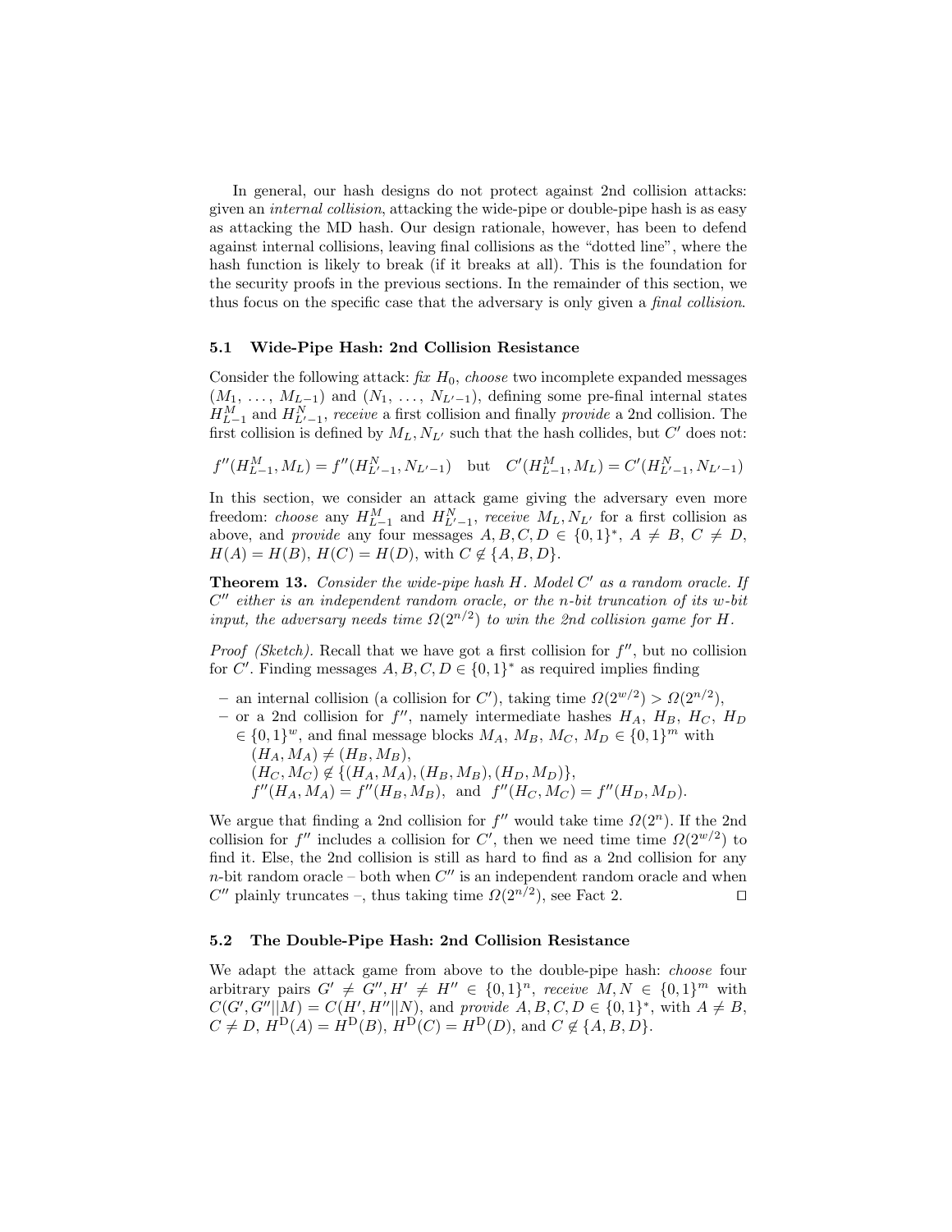In general, our hash designs do not protect against 2nd collision attacks: given an *internal collision*, attacking the wide-pipe or double-pipe hash is as easy as attacking the MD hash. Our design rationale, however, has been to defend against internal collisions, leaving final collisions as the "dotted line", where the hash function is likely to break (if it breaks at all). This is the foundation for the security proofs in the previous sections. In the remainder of this section, we thus focus on the specific case that the adversary is only given a *final collision*.

### 5.1 Wide-Pipe Hash: 2nd Collision Resistance

Consider the following attack: *fix* $H_0$, *choose* two incomplete expanded messages $(M_1, \ldots, M_{L-1})$ and $(N_1, \ldots, N_{L'-1})$, defining some pre-final internal states $H^M_{L-1}$ and $H^N_{L'-1}$, *receive* a first collision and finally *provide* a 2nd collision. The first collision is defined by $M_L, N_{L'}$ such that the hash collides, but $C'$ does not:

$$f''(H^M_{L-1}, M_L) = f''(H^N_{L'-1}, N_{L'-1}) \quad \text{but} \quad C'(H^M_{L-1}, M_L) = C'(H^N_{L'-1}, N_{L'-1})$$

In this section, we consider an attack game giving the adversary even more freedom: *choose* any $H^M_{L-1}$ and $H^N_{L'-1}$, *receive* $M_L, N_{L'}$ for a first collision as above, and *provide* any four messages $A, B, C, D \in \{0,1\}^*$, $A \neq B$, $C \neq D$, $H(A) = H(B)$, $H(C) = H(D)$, with $C \notin \{A, B, D\}$.

**Theorem 13.** *Consider the wide-pipe hash $H$. Model $C'$ as a random oracle. If $C''$ either is an independent random oracle, or the $n$-bit truncation of its $w$-bit input, the adversary needs time $\Omega(2^{n/2})$ to win the 2nd collision game for $H$.*

*Proof (Sketch).* Recall that we have got a first collision for $f''$, but no collision for $C'$. Finding messages $A, B, C, D \in \{0,1\}^*$ as required implies finding

- an internal collision (a collision for $C'$), taking time $\Omega(2^{w/2}) > \Omega(2^{n/2})$,
- or a 2nd collision for $f''$, namely intermediate hashes $H_A$, $H_B$, $H_C$, $H_D$ $\in \{0,1\}^w$, and final message blocks $M_A$, $M_B$, $M_C$, $M_D \in \{0,1\}^m$ with
  $(H_A, M_A) \neq (H_B, M_B)$,
  $(H_C, M_C) \notin \{(H_A, M_A), (H_B, M_B), (H_D, M_D)\}$,
  $f''(H_A, M_A) = f''(H_B, M_B)$, and $f''(H_C, M_C) = f''(H_D, M_D)$.

We argue that finding a 2nd collision for $f''$ would take time $\Omega(2^n)$. If the 2nd collision for $f''$ includes a collision for $C'$, then we need time time $\Omega(2^{w/2})$ to find it. Else, the 2nd collision is still as hard to find as a 2nd collision for any $n$-bit random oracle – both when $C''$ is an independent random oracle and when $C''$ plainly truncates –, thus taking time $\Omega(2^{n/2})$, see Fact 2. □

### 5.2 The Double-Pipe Hash: 2nd Collision Resistance

We adapt the attack game from above to the double-pipe hash: *choose* four arbitrary pairs $G' \neq G'', H' \neq H'' \in \{0,1\}^n$, *receive* $M, N \in \{0,1\}^m$ with $C(G', G''||M) = C(H', H''||N)$, and *provide* $A, B, C, D \in \{0,1\}^*$, with $A \neq B$, $C \neq D$, $H^{\mathrm{D}}(A) = H^{\mathrm{D}}(B)$, $H^{\mathrm{D}}(C) = H^{\mathrm{D}}(D)$, and $C \notin \{A, B, D\}$.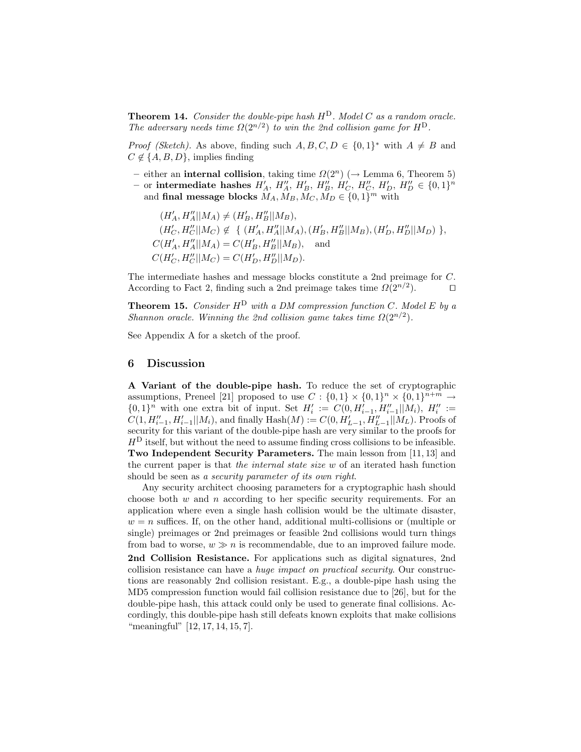**Theorem 14.** *Consider the double-pipe hash $H^{\mathrm{D}}$. Model $C$ as a random oracle. The adversary needs time $\Omega(2^{n/2})$ to win the 2nd collision game for $H^{\mathrm{D}}$.*

*Proof (Sketch).* As above, finding such $A, B, C, D \in \{0,1\}^*$ with $A \neq B$ and $C \notin \{A, B, D\}$, implies finding

- either an **internal collision**, taking time $\Omega(2^n)$ ($\rightarrow$ Lemma 6, Theorem 5)
- or **intermediate hashes** $H'_A,\ H''_A,\ H'_B,\ H''_B,\ H'_C,\ H''_C,\ H'_D,\ H''_D \in \{0,1\}^n$ and **final message blocks** $M_A, M_B, M_C, M_D \in \{0,1\}^m$ with

$$
\begin{aligned}
&(H'_A, H''_A||M_A) \neq (H'_B, H''_B||M_B),\\
&(H'_C, H''_C||M_C) \notin \{\ (H'_A, H''_A||M_A), (H'_B, H''_B||M_B), (H'_D, H''_D||M_D)\ \},\\
&C(H'_A, H''_A||M_A) = C(H'_B, H''_B||M_B), \quad \text{and}\\
&C(H'_C, H''_C||M_C) = C(H'_D, H''_D||M_D).
\end{aligned}
$$

The intermediate hashes and message blocks constitute a 2nd preimage for $C$. According to Fact 2, finding such a 2nd preimage takes time $\Omega(2^{n/2})$. $\square$

**Theorem 15.** *Consider $H^{\mathrm{D}}$ with a DM compression function $C$. Model $E$ by a Shannon oracle. Winning the 2nd collision game takes time $\Omega(2^{n/2})$.*

See Appendix A for a sketch of the proof.

## 6 Discussion

**A Variant of the double-pipe hash.** To reduce the set of cryptographic assumptions, Preneel [21] proposed to use $C : \{0,1\} \times \{0,1\}^n \times \{0,1\}^{n+m} \rightarrow \{0,1\}^n$ with one extra bit of input. Set $H'_i := C(0, H'_{i-1}, H''_{i-1}||M_i)$, $H''_i := C(1, H''_{i-1}, H'_{i-1}||M_i)$, and finally $\mathrm{Hash}(M) := C(0, H'_{L-1}, H''_{L-1}||M_L)$. Proofs of security for this variant of the double-pipe hash are very similar to the proofs for $H^{\mathrm{D}}$ itself, but without the need to assume finding cross collisions to be infeasible.
**Two Independent Security Parameters.** The main lesson from [11, 13] and the current paper is that *the internal state size $w$* of an iterated hash function should be seen as *a security parameter of its own right*.

Any security architect choosing parameters for a cryptographic hash should choose both $w$ and $n$ according to her specific security requirements. For an application where even a single hash collision would be the ultimate disaster, $w = n$ suffices. If, on the other hand, additional multi-collisions or (multiple or single) preimages or 2nd preimages or feasible 2nd collisions would turn things from bad to worse, $w \gg n$ is recommendable, due to an improved failure mode.

**2nd Collision Resistance.** For applications such as digital signatures, 2nd collision resistance can have a *huge impact on practical security*. Our constructions are reasonably 2nd collision resistant. E.g., a double-pipe hash using the MD5 compression function would fail collision resistance due to [26], but for the double-pipe hash, this attack could only be used to generate final collisions. Accordingly, this double-pipe hash still defeats known exploits that make collisions "meaningful" [12, 17, 14, 15, 7].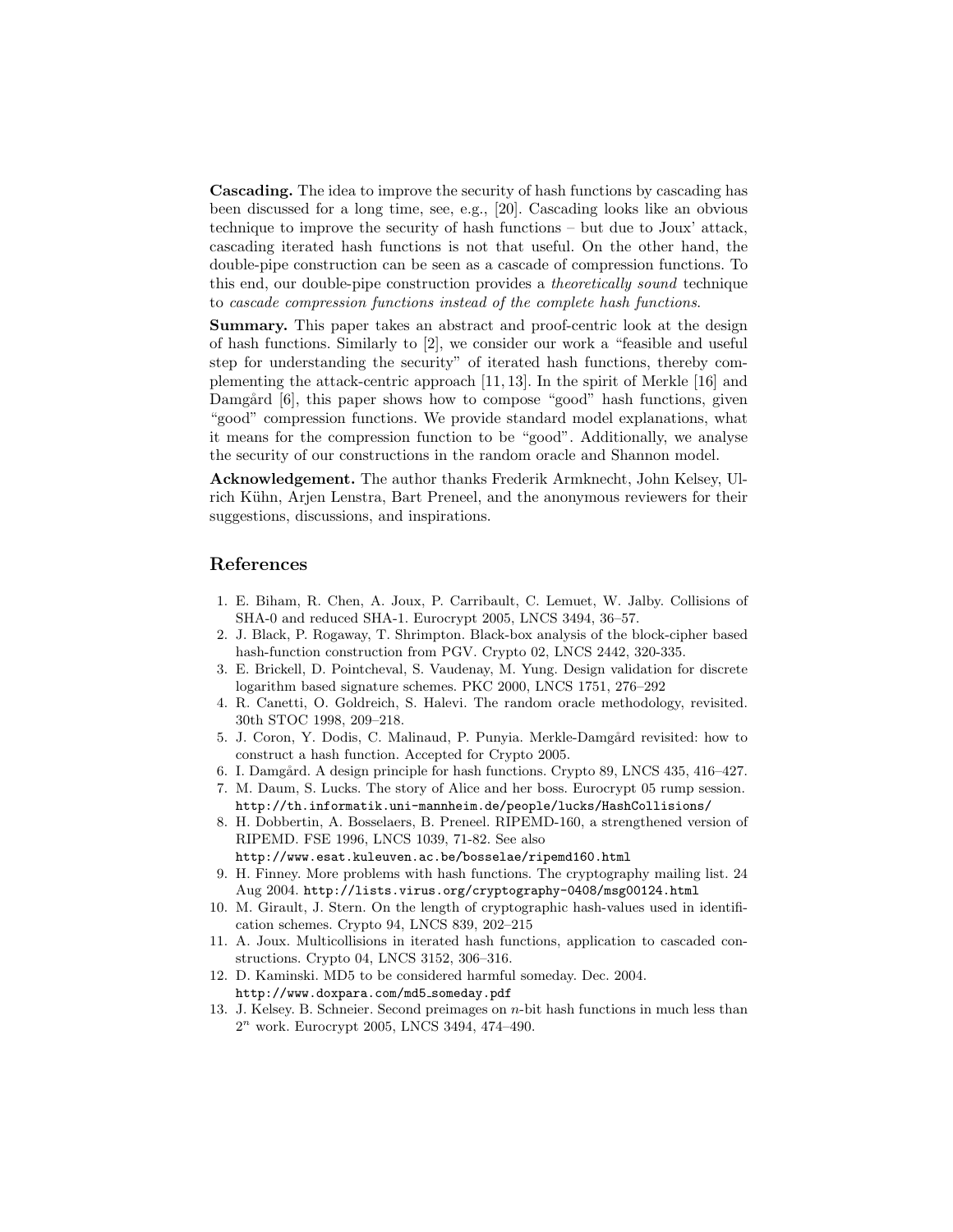**Cascading.** The idea to improve the security of hash functions by cascading has been discussed for a long time, see, e.g., [20]. Cascading looks like an obvious technique to improve the security of hash functions – but due to Joux' attack, cascading iterated hash functions is not that useful. On the other hand, the double-pipe construction can be seen as a cascade of compression functions. To this end, our double-pipe construction provides a *theoretically sound* technique to *cascade compression functions instead of the complete hash functions*.

**Summary.** This paper takes an abstract and proof-centric look at the design of hash functions. Similarly to [2], we consider our work a "feasible and useful step for understanding the security" of iterated hash functions, thereby complementing the attack-centric approach [11, 13]. In the spirit of Merkle [16] and Damgård [6], this paper shows how to compose "good" hash functions, given "good" compression functions. We provide standard model explanations, what it means for the compression function to be "good". Additionally, we analyse the security of our constructions in the random oracle and Shannon model.

**Acknowledgement.** The author thanks Frederik Armknecht, John Kelsey, Ulrich Kühn, Arjen Lenstra, Bart Preneel, and the anonymous reviewers for their suggestions, discussions, and inspirations.

## References

1. E. Biham, R. Chen, A. Joux, P. Carribault, C. Lemuet, W. Jalby. Collisions of SHA-0 and reduced SHA-1. Eurocrypt 2005, LNCS 3494, 36–57.
2. J. Black, P. Rogaway, T. Shrimpton. Black-box analysis of the block-cipher based hash-function construction from PGV. Crypto 02, LNCS 2442, 320-335.
3. E. Brickell, D. Pointcheval, S. Vaudenay, M. Yung. Design validation for discrete logarithm based signature schemes. PKC 2000, LNCS 1751, 276–292
4. R. Canetti, O. Goldreich, S. Halevi. The random oracle methodology, revisited. 30th STOC 1998, 209–218.
5. J. Coron, Y. Dodis, C. Malinaud, P. Punyia. Merkle-Damgård revisited: how to construct a hash function. Accepted for Crypto 2005.
6. I. Damgård. A design principle for hash functions. Crypto 89, LNCS 435, 416–427.
7. M. Daum, S. Lucks. The story of Alice and her boss. Eurocrypt 05 rump session. `http://th.informatik.uni-mannheim.de/people/lucks/HashCollisions/`
8. H. Dobbertin, A. Bosselaers, B. Preneel. RIPEMD-160, a strengthened version of RIPEMD. FSE 1996, LNCS 1039, 71-82. See also `http://www.esat.kuleuven.ac.be/bosselae/ripemd160.html`
9. H. Finney. More problems with hash functions. The cryptography mailing list. 24 Aug 2004. `http://lists.virus.org/cryptography-0408/msg00124.html`
10. M. Girault, J. Stern. On the length of cryptographic hash-values used in identification schemes. Crypto 94, LNCS 839, 202–215
11. A. Joux. Multicollisions in iterated hash functions, application to cascaded constructions. Crypto 04, LNCS 3152, 306–316.
12. D. Kaminski. MD5 to be considered harmful someday. Dec. 2004. `http://www.doxpara.com/md5_someday.pdf`
13. J. Kelsey. B. Schneier. Second preimages on $n$-bit hash functions in much less than $2^n$ work. Eurocrypt 2005, LNCS 3494, 474–490.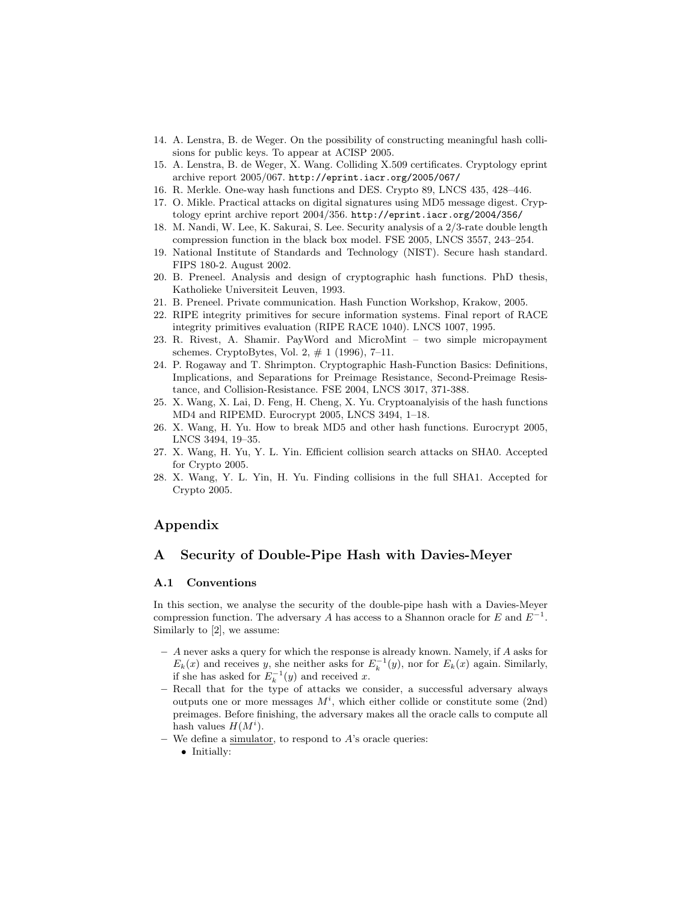14. A. Lenstra, B. de Weger. On the possibility of constructing meaningful hash collisions for public keys. To appear at ACISP 2005.
15. A. Lenstra, B. de Weger, X. Wang. Colliding X.509 certificates. Cryptology eprint archive report 2005/067. `http://eprint.iacr.org/2005/067/`
16. R. Merkle. One-way hash functions and DES. Crypto 89, LNCS 435, 428–446.
17. O. Mikle. Practical attacks on digital signatures using MD5 message digest. Cryptology eprint archive report 2004/356. `http://eprint.iacr.org/2004/356/`
18. M. Nandi, W. Lee, K. Sakurai, S. Lee. Security analysis of a 2/3-rate double length compression function in the black box model. FSE 2005, LNCS 3557, 243–254.
19. National Institute of Standards and Technology (NIST). Secure hash standard. FIPS 180-2. August 2002.
20. B. Preneel. Analysis and design of cryptographic hash functions. PhD thesis, Katholieke Universiteit Leuven, 1993.
21. B. Preneel. Private communication. Hash Function Workshop, Krakow, 2005.
22. RIPE integrity primitives for secure information systems. Final report of RACE integrity primitives evaluation (RIPE RACE 1040). LNCS 1007, 1995.
23. R. Rivest, A. Shamir. PayWord and MicroMint – two simple micropayment schemes. CryptoBytes, Vol. 2, # 1 (1996), 7–11.
24. P. Rogaway and T. Shrimpton. Cryptographic Hash-Function Basics: Definitions, Implications, and Separations for Preimage Resistance, Second-Preimage Resistance, and Collision-Resistance. FSE 2004, LNCS 3017, 371-388.
25. X. Wang, X. Lai, D. Feng, H. Cheng, X. Yu. Cryptoanalyisis of the hash functions MD4 and RIPEMD. Eurocrypt 2005, LNCS 3494, 1–18.
26. X. Wang, H. Yu. How to break MD5 and other hash functions. Eurocrypt 2005, LNCS 3494, 19–35.
27. X. Wang, H. Yu, Y. L. Yin. Efficient collision search attacks on SHA0. Accepted for Crypto 2005.
28. X. Wang, Y. L. Yin, H. Yu. Finding collisions in the full SHA1. Accepted for Crypto 2005.

# Appendix

## A Security of Double-Pipe Hash with Davies-Meyer

### A.1 Conventions

In this section, we analyse the security of the double-pipe hash with a Davies-Meyer compression function. The adversary $A$ has access to a Shannon oracle for $E$ and $E^{-1}$. Similarly to [2], we assume:

- $A$ never asks a query for which the response is already known. Namely, if $A$ asks for $E_k(x)$ and receives $y$, she neither asks for $E_k^{-1}(y)$, nor for $E_k(x)$ again. Similarly, if she has asked for $E_k^{-1}(y)$ and received $x$.
- Recall that for the type of attacks we consider, a successful adversary always outputs one or more messages $M^i$, which either collide or constitute some (2nd) preimages. Before finishing, the adversary makes all the oracle calls to compute all hash values $H(M^i)$.
- We define a simulator, to respond to $A$'s oracle queries:
  - Initially: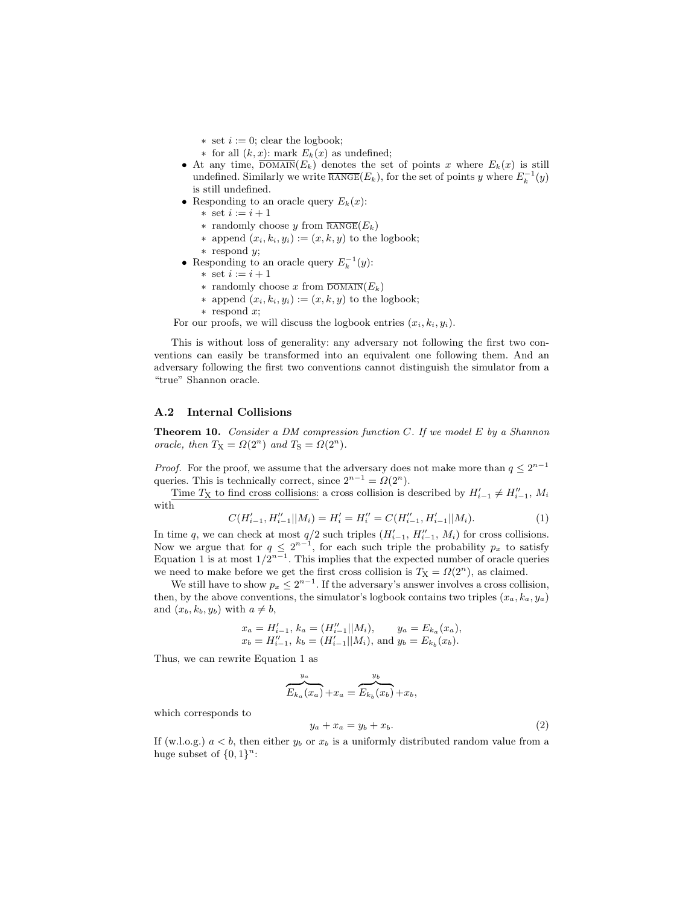- set $i := 0$; clear the logbook;
  - for all $(k, x)$: mark $E_k(x)$ as undefined;
- At any time, $\overline{\text{DOMAIN}}(E_k)$ denotes the set of points $x$ where $E_k(x)$ is still undefined. Similarly we write $\overline{\text{RANGE}}(E_k)$, for the set of points $y$ where $E_k^{-1}(y)$ is still undefined.
- Responding to an oracle query $E_k(x)$:
  - set $i := i + 1$
  - randomly choose $y$ from $\overline{\text{RANGE}}(E_k)$
  - append $(x_i, k_i, y_i) := (x, k, y)$ to the logbook;
  - respond $y$;
- Responding to an oracle query $E_k^{-1}(y)$:
  - set $i := i + 1$
  - randomly choose $x$ from $\overline{\text{DOMAIN}}(E_k)$
  - append $(x_i, k_i, y_i) := (x, k, y)$ to the logbook;
  - respond $x$;

For our proofs, we will discuss the logbook entries $(x_i, k_i, y_i)$.

This is without loss of generality: any adversary not following the first two conventions can easily be transformed into an equivalent one following them. And an adversary following the first two conventions cannot distinguish the simulator from a "true" Shannon oracle.

## A.2 Internal Collisions

**Theorem 10.** *Consider a DM compression function $C$. If we model $E$ by a Shannon oracle, then $T_X = \Omega(2^n)$ and $T_S = \Omega(2^n)$.*

*Proof.* For the proof, we assume that the adversary does not make more than $q \leq 2^{n-1}$ queries. This is technically correct, since $2^{n-1} = \Omega(2^n)$.

Time $T_X$ to find cross collisions: a cross collision is described by $H'_{i-1} \neq H''_{i-1}$, $M_i$ with

$$C(H'_{i-1}, H''_{i-1}||M_i) = H'_i = H''_i = C(H''_{i-1}, H'_{i-1}||M_i). \tag{1}$$

In time $q$, we can check at most $q/2$ such triples ($H'_{i-1}$, $H''_{i-1}$, $M_i$) for cross collisions. Now we argue that for $q \leq 2^{n-1}$, for each such triple the probability $p_x$ to satisfy Equation 1 is at most $1/2^{n-1}$. This implies that the expected number of oracle queries we need to make before we get the first cross collision is $T_X = \Omega(2^n)$, as claimed.

We still have to show $p_x \leq 2^{n-1}$. If the adversary's answer involves a cross collision, then, by the above conventions, the simulator's logbook contains two triples $(x_a, k_a, y_a)$ and $(x_b, k_b, y_b)$ with $a \neq b$,

$$x_a = H'_{i-1},\ k_a = (H''_{i-1}||M_i), \qquad y_a = E_{k_a}(x_a),$$
$$x_b = H''_{i-1},\ k_b = (H'_{i-1}||M_i), \text{ and } y_b = E_{k_b}(x_b).$$

Thus, we can rewrite Equation 1 as

$$\overbrace{E_{k_a}(x_a)}^{y_a} + x_a = \overbrace{E_{k_b}(x_b)}^{y_b} + x_b,$$

which corresponds to

$$y_a + x_a = y_b + x_b. \tag{2}$$

If (w.l.o.g.) $a < b$, then either $y_b$ or $x_b$ is a uniformly distributed random value from a huge subset of $\{0, 1\}^n$: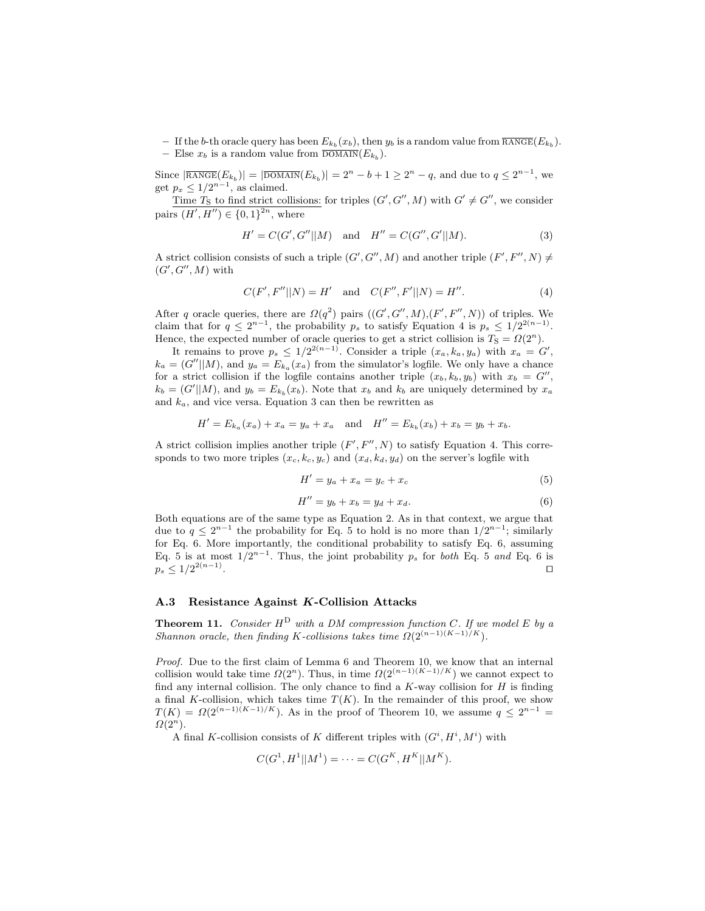– If the $b$-th oracle query has been $E_{k_b}(x_b)$, then $y_b$ is a random value from $\overline{\text{RANGE}}(E_{k_b})$.
– Else $x_b$ is a random value from $\overline{\text{DOMAIN}}(E_{k_b})$.

Since $|\overline{\text{RANGE}}(E_{k_b})| = |\overline{\text{DOMAIN}}(E_{k_b})| = 2^n - b + 1 \geq 2^n - q$, and due to $q \leq 2^{n-1}$, we get $p_x \leq 1/2^{n-1}$, as claimed.

Time $T_S$ to find strict collisions: for triples $(G', G'', M)$ with $G' \neq G''$, we consider pairs $(H', H'') \in \{0,1\}^{2n}$, where

$$H' = C(G', G''||M) \quad \text{and} \quad H'' = C(G'', G'||M). \tag{3}$$

A strict collision consists of such a triple $(G', G'', M)$ and another triple $(F', F'', N) \neq (G', G'', M)$ with

$$C(F', F''||N) = H' \quad \text{and} \quad C(F'', F'||N) = H''. \tag{4}$$

After $q$ oracle queries, there are $\Omega(q^2)$ pairs $((G', G'', M), (F', F'', N))$ of triples. We claim that for $q \leq 2^{n-1}$, the probability $p_s$ to satisfy Equation 4 is $p_s \leq 1/2^{2(n-1)}$. Hence, the expected number of oracle queries to get a strict collision is $T_S = \Omega(2^n)$.

It remains to prove $p_s \leq 1/2^{2(n-1)}$. Consider a triple $(x_a, k_a, y_a)$ with $x_a = G'$, $k_a = (G''||M)$, and $y_a = E_{k_a}(x_a)$ from the simulator's logfile. We only have a chance for a strict collision if the logfile contains another triple $(x_b, k_b, y_b)$ with $x_b = G''$, $k_b = (G'||M)$, and $y_b = E_{k_b}(x_b)$. Note that $x_b$ and $k_b$ are uniquely determined by $x_a$ and $k_a$, and vice versa. Equation 3 can then be rewritten as

$$H' = E_{k_a}(x_a) + x_a = y_a + x_a \quad \text{and} \quad H'' = E_{k_b}(x_b) + x_b = y_b + x_b.$$

A strict collision implies another triple $(F', F'', N)$ to satisfy Equation 4. This corresponds to two more triples $(x_c, k_c, y_c)$ and $(x_d, k_d, y_d)$ on the server's logfile with

$$H' = y_a + x_a = y_c + x_c \tag{5}$$

$$H'' = y_b + x_b = y_d + x_d. \tag{6}$$

Both equations are of the same type as Equation 2. As in that context, we argue that due to $q \leq 2^{n-1}$ the probability for Eq. 5 to hold is no more than $1/2^{n-1}$; similarly for Eq. 6. More importantly, the conditional probability to satisfy Eq. 6, assuming Eq. 5 is at most $1/2^{n-1}$. Thus, the joint probability $p_s$ for *both* Eq. 5 *and* Eq. 6 is $p_s \leq 1/2^{2(n-1)}$. □

### A.3 Resistance Against $K$-Collision Attacks

**Theorem 11.** *Consider $H^{\text{D}}$ with a DM compression function $C$. If we model $E$ by a Shannon oracle, then finding $K$-collisions takes time $\Omega(2^{(n-1)(K-1)/K})$.*

*Proof.* Due to the first claim of Lemma 6 and Theorem 10, we know that an internal collision would take time $\Omega(2^n)$. Thus, in time $\Omega(2^{(n-1)(K-1)/K})$ we cannot expect to find any internal collision. The only chance to find a $K$-way collision for $H$ is finding a final $K$-collision, which takes time $T(K)$. In the remainder of this proof, we show $T(K) = \Omega(2^{(n-1)(K-1)/K})$. As in the proof of Theorem 10, we assume $q \leq 2^{n-1} = \Omega(2^n)$.

A final $K$-collision consists of $K$ different triples with $(G^i, H^i, M^i)$ with

$$C(G^1, H^1||M^1) = \cdots = C(G^K, H^K||M^K).$$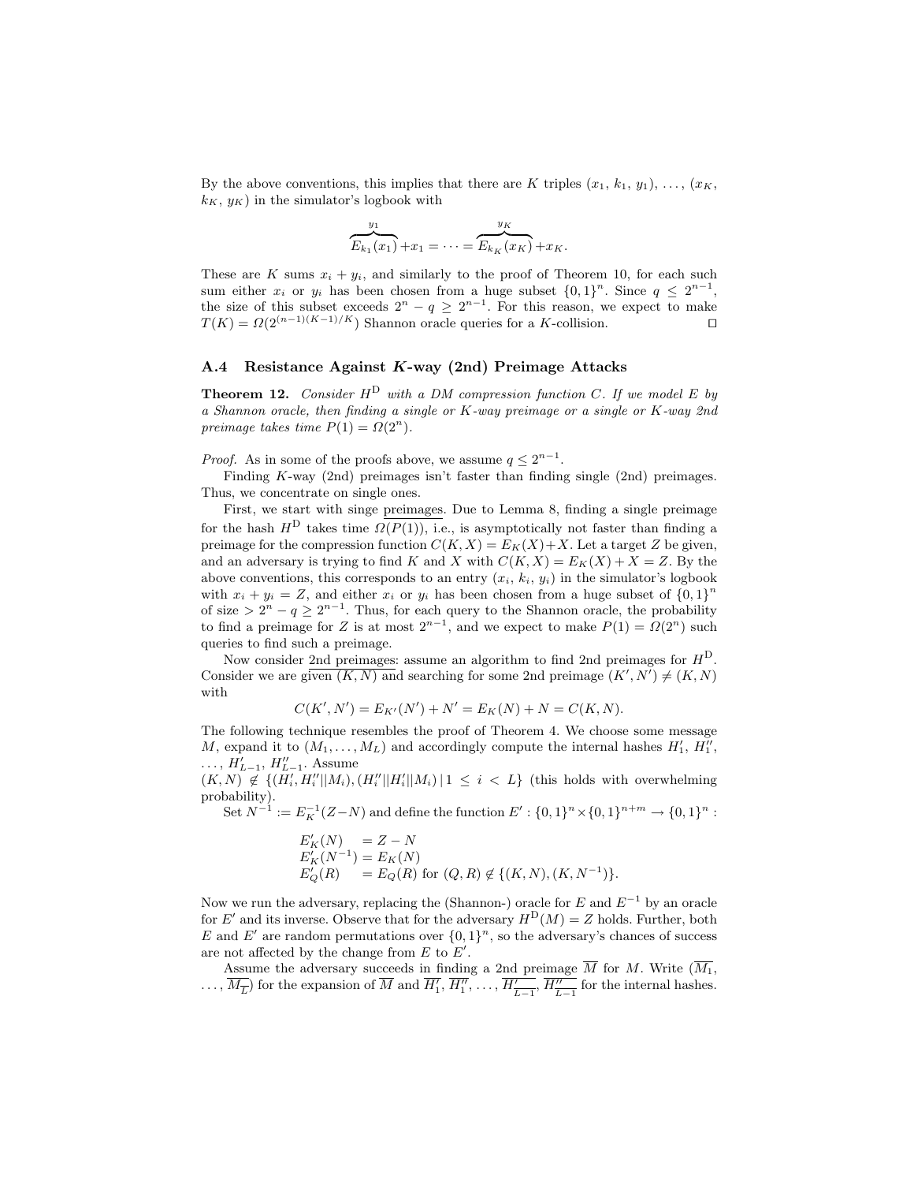By the above conventions, this implies that there are $K$ triples $(x_1, k_1, y_1), \ldots, (x_K, k_K, y_K)$ in the simulator's logbook with

$$\overbrace{E_{k_1}(x_1)}^{y_1} + x_1 = \cdots = \overbrace{E_{k_K}(x_K)}^{y_K} + x_K.$$

These are $K$ sums $x_i + y_i$, and similarly to the proof of Theorem 10, for each such sum either $x_i$ or $y_i$ has been chosen from a huge subset $\{0,1\}^n$. Since $q \leq 2^{n-1}$, the size of this subset exceeds $2^n - q \geq 2^{n-1}$. For this reason, we expect to make $T(K) = \Omega(2^{(n-1)(K-1)/K})$ Shannon oracle queries for a $K$-collision. $\square$

### A.4 Resistance Against $K$-way (2nd) Preimage Attacks

**Theorem 12.** *Consider $H^D$ with a DM compression function $C$. If we model $E$ by a Shannon oracle, then finding a single or $K$-way preimage or a single or $K$-way 2nd preimage takes time $P(1) = \Omega(2^n)$.*

*Proof.* As in some of the proofs above, we assume $q \leq 2^{n-1}$.

Finding $K$-way (2nd) preimages isn't faster than finding single (2nd) preimages. Thus, we concentrate on single ones.

First, we start with singe preimages. Due to Lemma 8, finding a single preimage for the hash $H^D$ takes time $\Omega(P(1))$, i.e., is asymptotically not faster than finding a preimage for the compression function $C(K, X) = E_K(X) + X$. Let a target $Z$ be given, and an adversary is trying to find $K$ and $X$ with $C(K, X) = E_K(X) + X = Z$. By the above conventions, this corresponds to an entry $(x_i, k_i, y_i)$ in the simulator's logbook with $x_i + y_i = Z$, and either $x_i$ or $y_i$ has been chosen from a huge subset of $\{0,1\}^n$ of size $> 2^n - q \geq 2^{n-1}$. Thus, for each query to the Shannon oracle, the probability to find a preimage for $Z$ is at most $2^{n-1}$, and we expect to make $P(1) = \Omega(2^n)$ such queries to find such a preimage.

Now consider 2nd preimages: assume an algorithm to find 2nd preimages for $H^D$. Consider we are given $(K, N)$ and searching for some 2nd preimage $(K', N') \neq (K, N)$ with

$$C(K', N') = E_{K'}(N') + N' = E_K(N) + N = C(K, N).$$

The following technique resembles the proof of Theorem 4. We choose some message $M$, expand it to $(M_1, \ldots, M_L)$ and accordingly compute the internal hashes $H'_1, H''_1, \ldots, H'_{L-1}, H''_{L-1}$. Assume $(K, N) \notin \{(H'_i, H''_i || M_i), (H''_i || H'_i || M_i) \mid 1 \leq i < L\}$ (this holds with overwhelming probability).

Set $N^{-1} := E_K^{-1}(Z - N)$ and define the function $E' : \{0,1\}^n \times \{0,1\}^{n+m} \to \{0,1\}^n$ :

$$\begin{aligned}
E'_K(N) &= Z - N \\
E'_K(N^{-1}) &= E_K(N) \\
E'_Q(R) &= E_Q(R) \text{ for } (Q, R) \notin \{(K, N), (K, N^{-1})\}.
\end{aligned}$$

Now we run the adversary, replacing the (Shannon-) oracle for $E$ and $E^{-1}$ by an oracle for $E'$ and its inverse. Observe that for the adversary $H^D(M) = Z$ holds. Further, both $E$ and $E'$ are random permutations over $\{0,1\}^n$, so the adversary's chances of success are not affected by the change from $E$ to $E'$.

Assume the adversary succeeds in finding a 2nd preimage $\overline{M}$ for $M$. Write $(\overline{M_1}, \ldots, \overline{M_L})$ for the expansion of $\overline{M}$ and $\overline{H'_1}, \overline{H''_1}, \ldots, \overline{H'_{L-1}}, \overline{H''_{L-1}}$ for the internal hashes.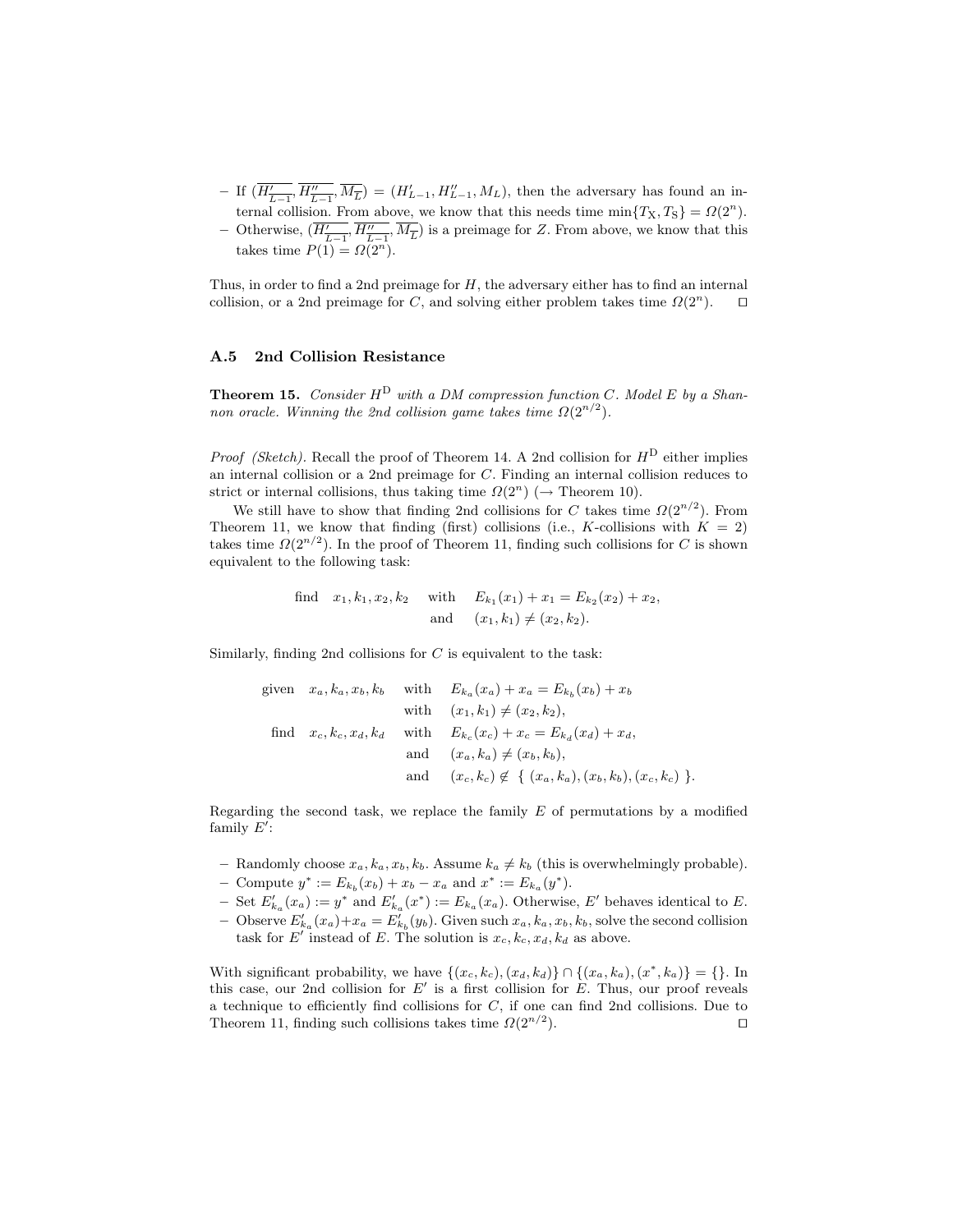- If $(\overline{H'_{L-1}}, \overline{H''_{L-1}}, \overline{M_L}) = (H'_{L-1}, H''_{L-1}, M_L)$, then the adversary has found an internal collision. From above, we know that this needs time $\min\{T_\text{X}, T_\text{S}\} = \Omega(2^n)$.
- Otherwise, $(\overline{H'_{L-1}}, \overline{H''_{L-1}}, \overline{M_L})$ is a preimage for $Z$. From above, we know that this takes time $P(1) = \Omega(2^n)$.

Thus, in order to find a 2nd preimage for $H$, the adversary either has to find an internal collision, or a 2nd preimage for $C$, and solving either problem takes time $\Omega(2^n)$. □

### A.5 2nd Collision Resistance

**Theorem 15.** *Consider $H^\text{D}$ with a DM compression function $C$. Model $E$ by a Shannon oracle. Winning the 2nd collision game takes time $\Omega(2^{n/2})$.*

*Proof (Sketch).* Recall the proof of Theorem 14. A 2nd collision for $H^\text{D}$ either implies an internal collision or a 2nd preimage for $C$. Finding an internal collision reduces to strict or internal collisions, thus taking time $\Omega(2^n)$ (→ Theorem 10).

We still have to show that finding 2nd collisions for $C$ takes time $\Omega(2^{n/2})$. From Theorem 11, we know that finding (first) collisions (i.e., $K$-collisions with $K = 2$) takes time $\Omega(2^{n/2})$. In the proof of Theorem 11, finding such collisions for $C$ is shown equivalent to the following task:

$$\begin{aligned} \text{find} \quad x_1, k_1, x_2, k_2 \quad & \text{with} \quad E_{k_1}(x_1) + x_1 = E_{k_2}(x_2) + x_2, \\ & \text{and} \quad (x_1, k_1) \neq (x_2, k_2). \end{aligned}$$

Similarly, finding 2nd collisions for $C$ is equivalent to the task:

$$\begin{aligned} \text{given} \quad x_a, k_a, x_b, k_b \quad & \text{with} \quad E_{k_a}(x_a) + x_a = E_{k_b}(x_b) + x_b \\ & \text{with} \quad (x_1, k_1) \neq (x_2, k_2), \\ \text{find} \quad x_c, k_c, x_d, k_d \quad & \text{with} \quad E_{k_c}(x_c) + x_c = E_{k_d}(x_d) + x_d, \\ & \text{and} \quad (x_a, k_a) \neq (x_b, k_b), \\ & \text{and} \quad (x_c, k_c) \notin \{\ (x_a, k_a), (x_b, k_b), (x_c, k_c)\ \}. \end{aligned}$$

Regarding the second task, we replace the family $E$ of permutations by a modified family $E'$:

- Randomly choose $x_a, k_a, x_b, k_b$. Assume $k_a \neq k_b$ (this is overwhelmingly probable).
- Compute $y^* := E_{k_b}(x_b) + x_b - x_a$ and $x^* := E_{k_a}(y^*)$.
- Set $E'_{k_a}(x_a) := y^*$ and $E'_{k_a}(x^*) := E_{k_a}(x_a)$. Otherwise, $E'$ behaves identical to $E$.
- Observe $E'_{k_a}(x_a) + x_a = E'_{k_b}(y_b)$. Given such $x_a, k_a, x_b, k_b$, solve the second collision task for $E'$ instead of $E$. The solution is $x_c, k_c, x_d, k_d$ as above.

With significant probability, we have $\{(x_c, k_c), (x_d, k_d)\} \cap \{(x_a, k_a), (x^*, k_a)\} = \{\}$. In this case, our 2nd collision for $E'$ is a first collision for $E$. Thus, our proof reveals a technique to efficiently find collisions for $C$, if one can find 2nd collisions. Due to Theorem 11, finding such collisions takes time $\Omega(2^{n/2})$. □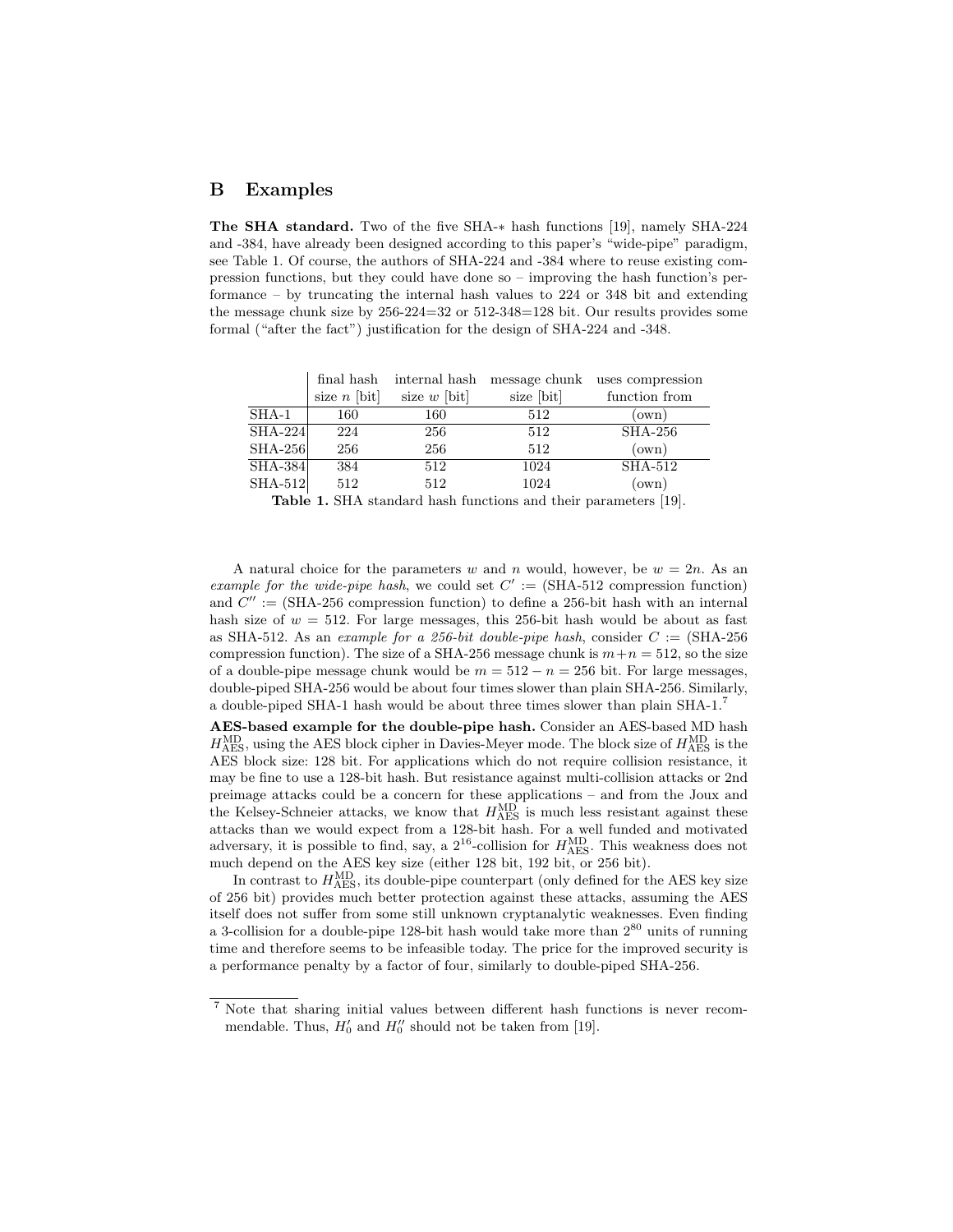## B Examples

**The SHA standard.** Two of the five SHA-∗ hash functions [19], namely SHA-224 and -384, have already been designed according to this paper's "wide-pipe" paradigm, see Table 1. Of course, the authors of SHA-224 and -384 where to reuse existing compression functions, but they could have done so – improving the hash function's performance – by truncating the internal hash values to 224 or 348 bit and extending the message chunk size by 256-224=32 or 512-348=128 bit. Our results provides some formal ("after the fact") justification for the design of SHA-224 and -348.

| | final hash size $n$ [bit] | internal hash size $w$ [bit] | message chunk size [bit] | uses compression function from |
|---|---|---|---|---|
| SHA-1 | 160 | 160 | 512 | (own) |
| SHA-224 | 224 | 256 | 512 | SHA-256 |
| SHA-256 | 256 | 256 | 512 | (own) |
| SHA-384 | 384 | 512 | 1024 | SHA-512 |
| SHA-512 | 512 | 512 | 1024 | (own) |

**Table 1.** SHA standard hash functions and their parameters [19].

A natural choice for the parameters $w$ and $n$ would, however, be $w = 2n$. As an *example for the wide-pipe hash*, we could set $C' :=$ (SHA-512 compression function) and $C'' :=$ (SHA-256 compression function) to define a 256-bit hash with an internal hash size of $w = 512$. For large messages, this 256-bit hash would be about as fast as SHA-512. As an *example for a 256-bit double-pipe hash*, consider $C :=$ (SHA-256 compression function). The size of a SHA-256 message chunk is $m + n = 512$, so the size of a double-pipe message chunk would be $m = 512 - n = 256$ bit. For large messages, double-piped SHA-256 would be about four times slower than plain SHA-256. Similarly, a double-piped SHA-1 hash would be about three times slower than plain SHA-1.[7]

**AES-based example for the double-pipe hash.** Consider an AES-based MD hash $H^{\text{MD}}_{\text{AES}}$, using the AES block cipher in Davies-Meyer mode. The block size of $H^{\text{MD}}_{\text{AES}}$ is the AES block size: 128 bit. For applications which do not require collision resistance, it may be fine to use a 128-bit hash. But resistance against multi-collision attacks or 2nd preimage attacks could be a concern for these applications – and from the Joux and the Kelsey-Schneier attacks, we know that $H^{\text{MD}}_{\text{AES}}$ is much less resistant against these attacks than we would expect from a 128-bit hash. For a well funded and motivated adversary, it is possible to find, say, a $2^{16}$-collision for $H^{\text{MD}}_{\text{AES}}$. This weakness does not much depend on the AES key size (either 128 bit, 192 bit, or 256 bit).

In contrast to $H^{\text{MD}}_{\text{AES}}$, its double-pipe counterpart (only defined for the AES key size of 256 bit) provides much better protection against these attacks, assuming the AES itself does not suffer from some still unknown cryptanalytic weaknesses. Even finding a 3-collision for a double-pipe 128-bit hash would take more than $2^{80}$ units of running time and therefore seems to be infeasible today. The price for the improved security is a performance penalty by a factor of four, similarly to double-piped SHA-256.

[7] Note that sharing initial values between different hash functions is never recommendable. Thus, $H'_0$ and $H''_0$ should not be taken from [19].